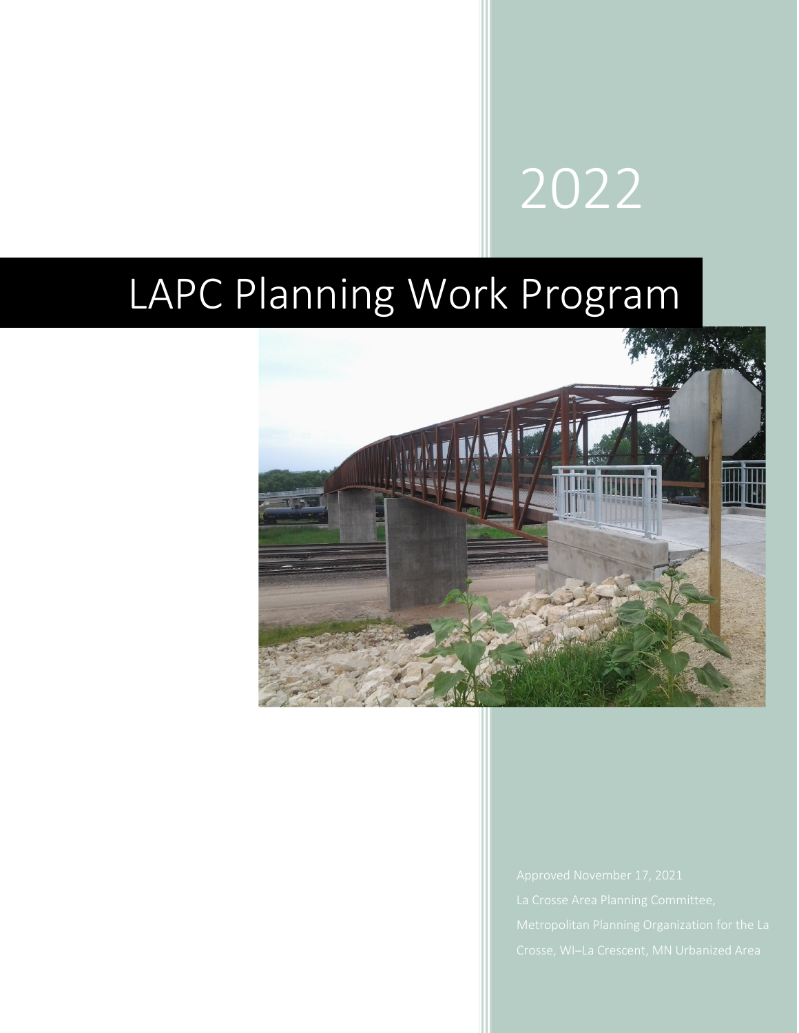2022

# LAPC Planning Work Program

Approved November 17, 2021

La Crosse Area Planning Committee,

Metropolitan Planning Organization for the La Crosse, WI–La Crescent, MN Urbanized Area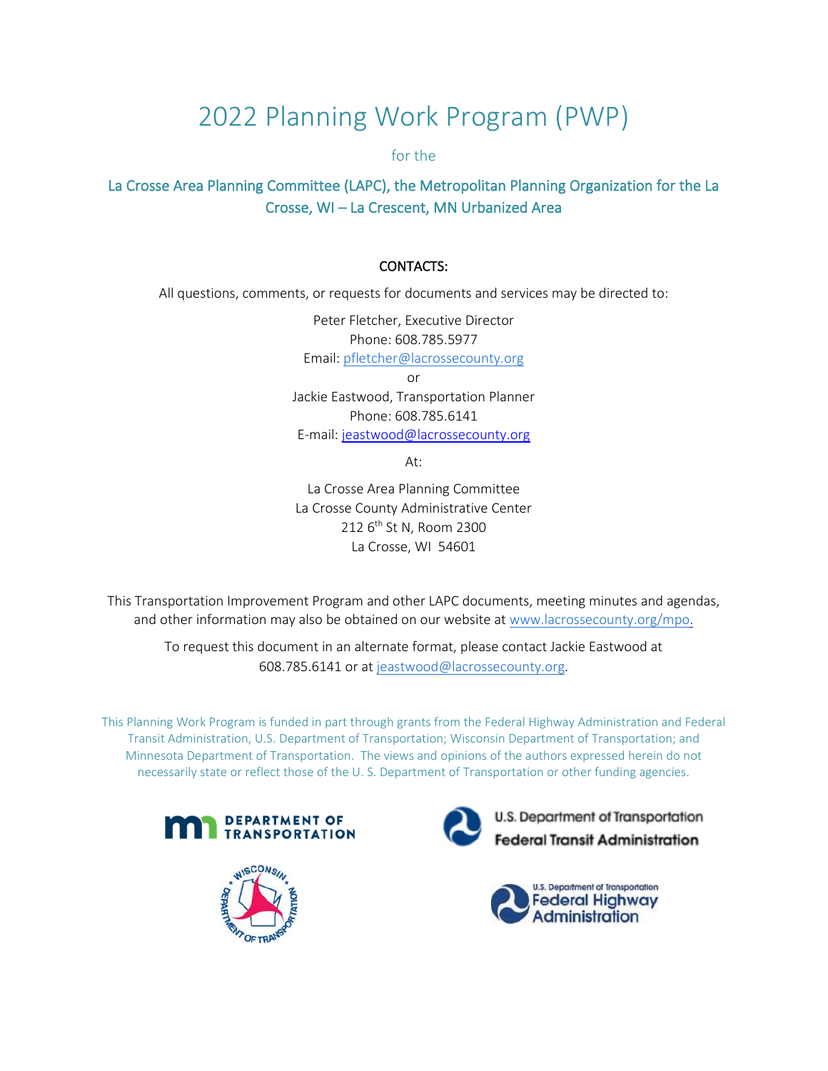# 2022 Planning Work Program (PWP)

for the

## La Crosse Area Planning Committee (LAPC), the Metropolitan Planning Organization for the La Crosse, WI – La Crescent, MN Urbanized Area

**CONTACTS:**

All questions, comments, or requests for documents and services may be directed to:

Peter Fletcher, Executive Director
Phone: 608.785.5977
Email: pfletcher@lacrossecounty.org
or
Jackie Eastwood, Transportation Planner
Phone: 608.785.6141
E-mail: jeastwood@lacrossecounty.org

At:

La Crosse Area Planning Committee
La Crosse County Administrative Center
212 6th St N, Room 2300
La Crosse, WI 54601

This Transportation Improvement Program and other LAPC documents, meeting minutes and agendas, and other information may also be obtained on our website at www.lacrossecounty.org/mpo.

To request this document in an alternate format, please contact Jackie Eastwood at 608.785.6141 or at jeastwood@lacrossecounty.org.

This Planning Work Program is funded in part through grants from the Federal Highway Administration and Federal Transit Administration, U.S. Department of Transportation; Wisconsin Department of Transportation; and Minnesota Department of Transportation. The views and opinions of the authors expressed herein do not necessarily state or reflect those of the U. S. Department of Transportation or other funding agencies.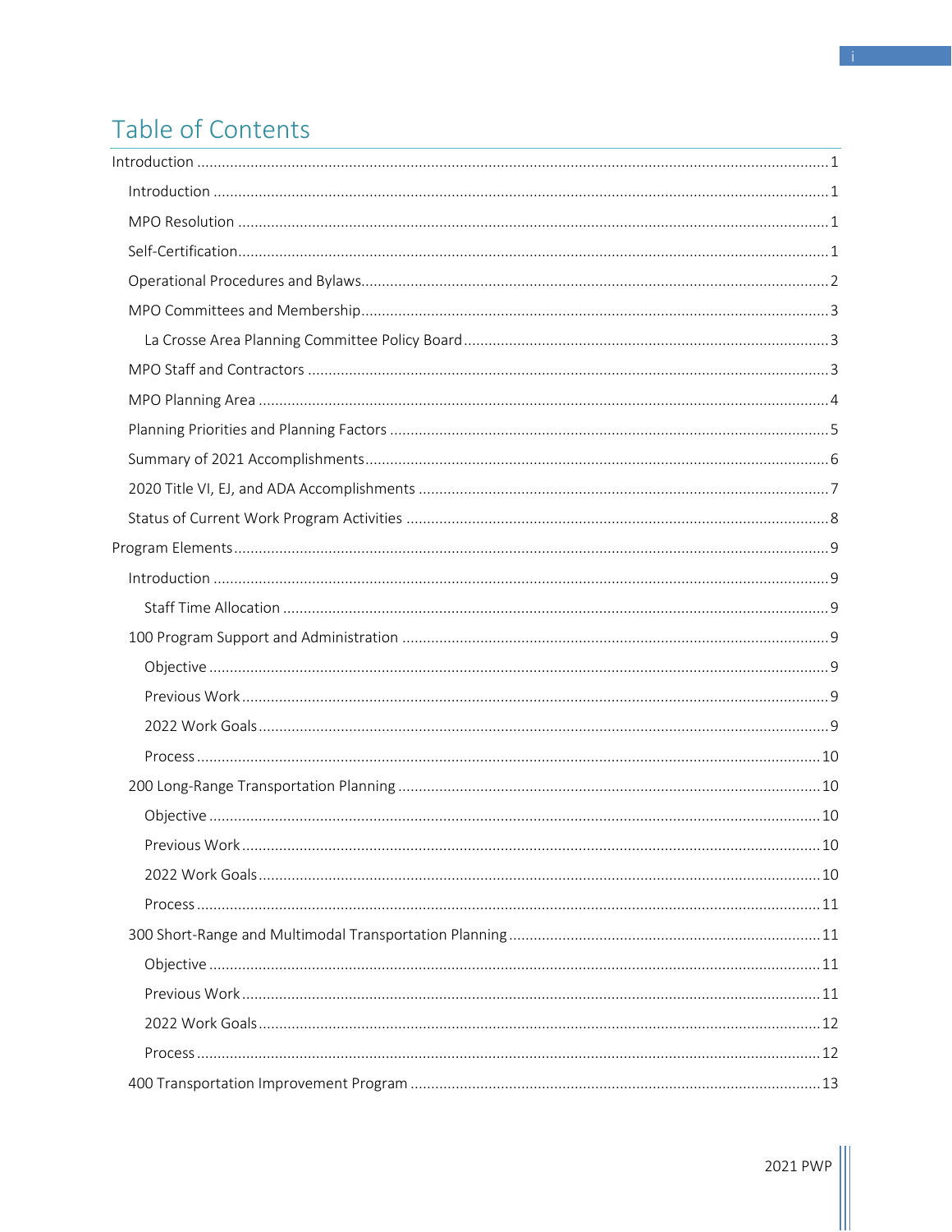# Table of Contents

- Introduction ........ 1
  - Introduction ........ 1
  - MPO Resolution ........ 1
  - Self-Certification ........ 1
  - Operational Procedures and Bylaws ........ 2
  - MPO Committees and Membership ........ 3
    - La Crosse Area Planning Committee Policy Board ........ 3
  - MPO Staff and Contractors ........ 3
  - MPO Planning Area ........ 4
  - Planning Priorities and Planning Factors ........ 5
  - Summary of 2021 Accomplishments ........ 6
  - 2020 Title VI, EJ, and ADA Accomplishments ........ 7
  - Status of Current Work Program Activities ........ 8
- Program Elements ........ 9
  - Introduction ........ 9
    - Staff Time Allocation ........ 9
  - 100 Program Support and Administration ........ 9
    - Objective ........ 9
    - Previous Work ........ 9
    - 2022 Work Goals ........ 9
    - Process ........ 10
  - 200 Long-Range Transportation Planning ........ 10
    - Objective ........ 10
    - Previous Work ........ 10
    - 2022 Work Goals ........ 10
    - Process ........ 11
  - 300 Short-Range and Multimodal Transportation Planning ........ 11
    - Objective ........ 11
    - Previous Work ........ 11
    - 2022 Work Goals ........ 12
    - Process ........ 12
  - 400 Transportation Improvement Program ........ 13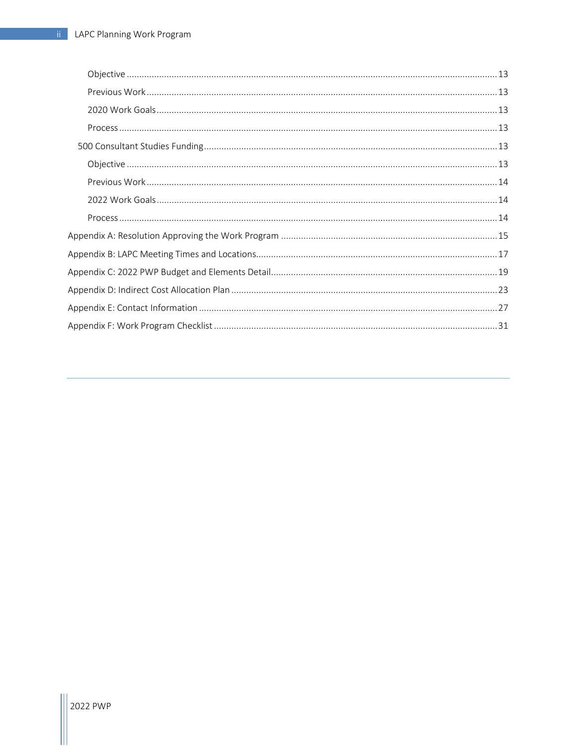Objective .......................................................................................................................................... 13

Previous Work .................................................................................................................................. 13

2020 Work Goals .............................................................................................................................. 13

Process .............................................................................................................................................. 13

500 Consultant Studies Funding ........................................................................................................... 13

Objective .......................................................................................................................................... 13

Previous Work .................................................................................................................................. 14

2022 Work Goals .............................................................................................................................. 14

Process .............................................................................................................................................. 14

Appendix A: Resolution Approving the Work Program ............................................................................ 15

Appendix B: LAPC Meeting Times and Locations...................................................................................... 17

Appendix C: 2022 PWP Budget and Elements Detail ................................................................................ 19

Appendix D: Indirect Cost Allocation Plan ................................................................................................ 23

Appendix E: Contact Information ............................................................................................................. 27

Appendix F: Work Program Checklist ....................................................................................................... 31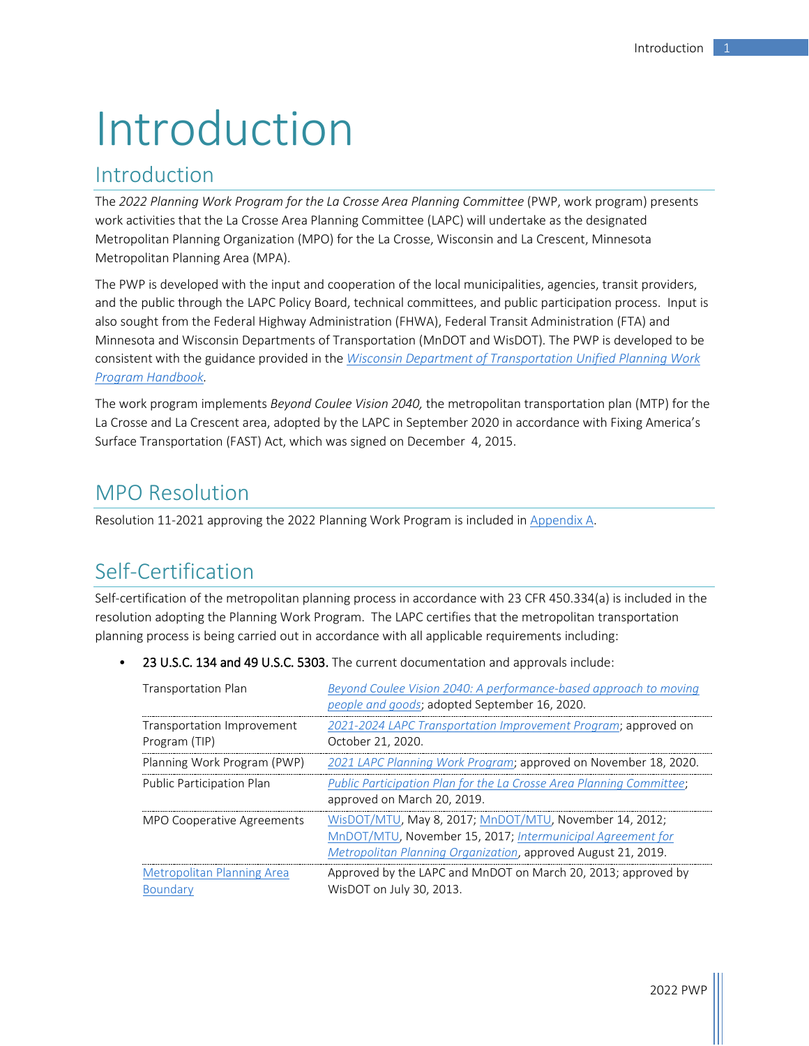# Introduction

## Introduction

The *2022 Planning Work Program for the La Crosse Area Planning Committee* (PWP, work program) presents work activities that the La Crosse Area Planning Committee (LAPC) will undertake as the designated Metropolitan Planning Organization (MPO) for the La Crosse, Wisconsin and La Crescent, Minnesota Metropolitan Planning Area (MPA).

The PWP is developed with the input and cooperation of the local municipalities, agencies, transit providers, and the public through the LAPC Policy Board, technical committees, and public participation process. Input is also sought from the Federal Highway Administration (FHWA), Federal Transit Administration (FTA) and Minnesota and Wisconsin Departments of Transportation (MnDOT and WisDOT). The PWP is developed to be consistent with the guidance provided in the *Wisconsin Department of Transportation Unified Planning Work Program Handbook*.

The work program implements *Beyond Coulee Vision 2040,* the metropolitan transportation plan (MTP) for the La Crosse and La Crescent area, adopted by the LAPC in September 2020 in accordance with Fixing America's Surface Transportation (FAST) Act, which was signed on December 4, 2015.

## MPO Resolution

Resolution 11-2021 approving the 2022 Planning Work Program is included in Appendix A.

## Self-Certification

Self-certification of the metropolitan planning process in accordance with 23 CFR 450.334(a) is included in the resolution adopting the Planning Work Program. The LAPC certifies that the metropolitan transportation planning process is being carried out in accordance with all applicable requirements including:

- **23 U.S.C. 134 and 49 U.S.C. 5303.** The current documentation and approvals include:

| | |
|---|---|
| Transportation Plan | *Beyond Coulee Vision 2040: A performance-based approach to moving people and goods*; adopted September 16, 2020. |
| Transportation Improvement Program (TIP) | *2021-2024 LAPC Transportation Improvement Program*; approved on October 21, 2020. |
| Planning Work Program (PWP) | *2021 LAPC Planning Work Program*; approved on November 18, 2020. |
| Public Participation Plan | *Public Participation Plan for the La Crosse Area Planning Committee*; approved on March 20, 2019. |
| MPO Cooperative Agreements | WisDOT/MTU, May 8, 2017; MnDOT/MTU, November 14, 2012; MnDOT/MTU, November 15, 2017; *Intermunicipal Agreement for Metropolitan Planning Organization*, approved August 21, 2019. |
| Metropolitan Planning Area Boundary | Approved by the LAPC and MnDOT on March 20, 2013; approved by WisDOT on July 30, 2013. |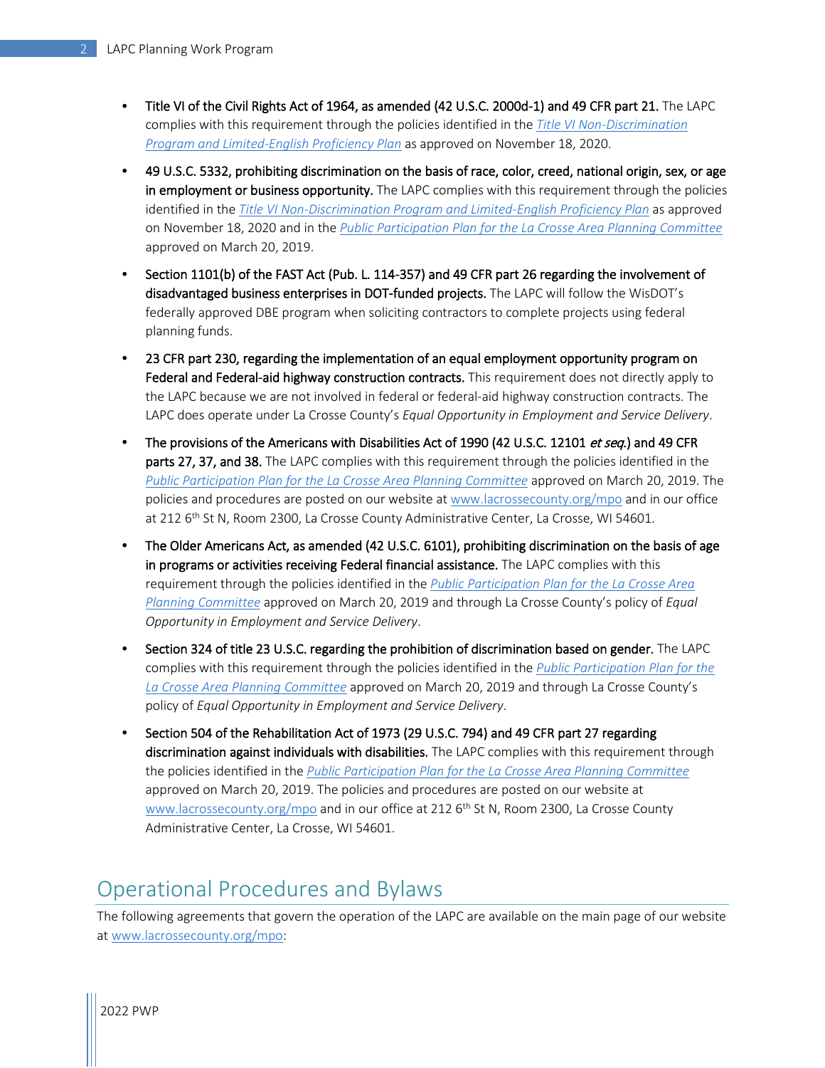- **Title VI of the Civil Rights Act of 1964, as amended (42 U.S.C. 2000d-1) and 49 CFR part 21.** The LAPC complies with this requirement through the policies identified in the *Title VI Non-Discrimination Program and Limited-English Proficiency Plan* as approved on November 18, 2020.

- **49 U.S.C. 5332, prohibiting discrimination on the basis of race, color, creed, national origin, sex, or age in employment or business opportunity.** The LAPC complies with this requirement through the policies identified in the *Title VI Non-Discrimination Program and Limited-English Proficiency Plan* as approved on November 18, 2020 and in the *Public Participation Plan for the La Crosse Area Planning Committee* approved on March 20, 2019.

- **Section 1101(b) of the FAST Act (Pub. L. 114-357) and 49 CFR part 26 regarding the involvement of disadvantaged business enterprises in DOT-funded projects.** The LAPC will follow the WisDOT's federally approved DBE program when soliciting contractors to complete projects using federal planning funds.

- **23 CFR part 230, regarding the implementation of an equal employment opportunity program on Federal and Federal-aid highway construction contracts.** This requirement does not directly apply to the LAPC because we are not involved in federal or federal-aid highway construction contracts. The LAPC does operate under La Crosse County's *Equal Opportunity in Employment and Service Delivery*.

- **The provisions of the Americans with Disabilities Act of 1990 (42 U.S.C. 12101 *et seq.*) and 49 CFR parts 27, 37, and 38.** The LAPC complies with this requirement through the policies identified in the *Public Participation Plan for the La Crosse Area Planning Committee* approved on March 20, 2019. The policies and procedures are posted on our website at www.lacrossecounty.org/mpo and in our office at 212 6th St N, Room 2300, La Crosse County Administrative Center, La Crosse, WI 54601.

- **The Older Americans Act, as amended (42 U.S.C. 6101), prohibiting discrimination on the basis of age in programs or activities receiving Federal financial assistance.** The LAPC complies with this requirement through the policies identified in the *Public Participation Plan for the La Crosse Area Planning Committee* approved on March 20, 2019 and through La Crosse County's policy of *Equal Opportunity in Employment and Service Delivery*.

- **Section 324 of title 23 U.S.C. regarding the prohibition of discrimination based on gender.** The LAPC complies with this requirement through the policies identified in the *Public Participation Plan for the La Crosse Area Planning Committee* approved on March 20, 2019 and through La Crosse County's policy of *Equal Opportunity in Employment and Service Delivery*.

- **Section 504 of the Rehabilitation Act of 1973 (29 U.S.C. 794) and 49 CFR part 27 regarding discrimination against individuals with disabilities.** The LAPC complies with this requirement through the policies identified in the *Public Participation Plan for the La Crosse Area Planning Committee* approved on March 20, 2019. The policies and procedures are posted on our website at www.lacrossecounty.org/mpo and in our office at 212 6th St N, Room 2300, La Crosse County Administrative Center, La Crosse, WI 54601.

## Operational Procedures and Bylaws

The following agreements that govern the operation of the LAPC are available on the main page of our website at www.lacrossecounty.org/mpo: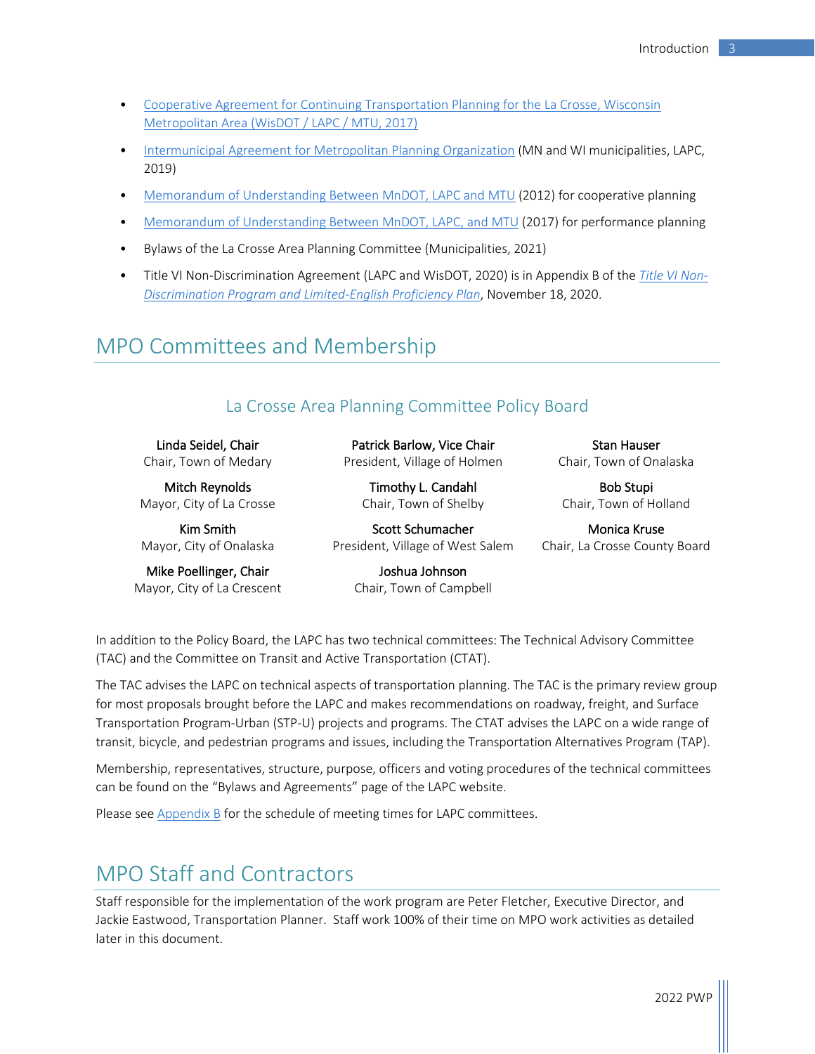- Cooperative Agreement for Continuing Transportation Planning for the La Crosse, Wisconsin Metropolitan Area (WisDOT / LAPC / MTU, 2017)
- Intermunicipal Agreement for Metropolitan Planning Organization (MN and WI municipalities, LAPC, 2019)
- Memorandum of Understanding Between MnDOT, LAPC and MTU (2012) for cooperative planning
- Memorandum of Understanding Between MnDOT, LAPC, and MTU (2017) for performance planning
- Bylaws of the La Crosse Area Planning Committee (Municipalities, 2021)
- Title VI Non-Discrimination Agreement (LAPC and WisDOT, 2020) is in Appendix B of the *Title VI Non-Discrimination Program and Limited-English Proficiency Plan*, November 18, 2020.

# MPO Committees and Membership

## La Crosse Area Planning Committee Policy Board

**Linda Seidel, Chair**
Chair, Town of Medary

**Patrick Barlow, Vice Chair**
President, Village of Holmen

**Stan Hauser**
Chair, Town of Onalaska

**Mitch Reynolds**
Mayor, City of La Crosse

**Timothy L. Candahl**
Chair, Town of Shelby

**Bob Stupi**
Chair, Town of Holland

**Kim Smith**
Mayor, City of Onalaska

**Scott Schumacher**
President, Village of West Salem

**Monica Kruse**
Chair, La Crosse County Board

**Mike Poellinger, Chair**
Mayor, City of La Crescent

**Joshua Johnson**
Chair, Town of Campbell

In addition to the Policy Board, the LAPC has two technical committees: The Technical Advisory Committee (TAC) and the Committee on Transit and Active Transportation (CTAT).

The TAC advises the LAPC on technical aspects of transportation planning. The TAC is the primary review group for most proposals brought before the LAPC and makes recommendations on roadway, freight, and Surface Transportation Program-Urban (STP-U) projects and programs. The CTAT advises the LAPC on a wide range of transit, bicycle, and pedestrian programs and issues, including the Transportation Alternatives Program (TAP).

Membership, representatives, structure, purpose, officers and voting procedures of the technical committees can be found on the "Bylaws and Agreements" page of the LAPC website.

Please see Appendix B for the schedule of meeting times for LAPC committees.

# MPO Staff and Contractors

Staff responsible for the implementation of the work program are Peter Fletcher, Executive Director, and Jackie Eastwood, Transportation Planner. Staff work 100% of their time on MPO work activities as detailed later in this document.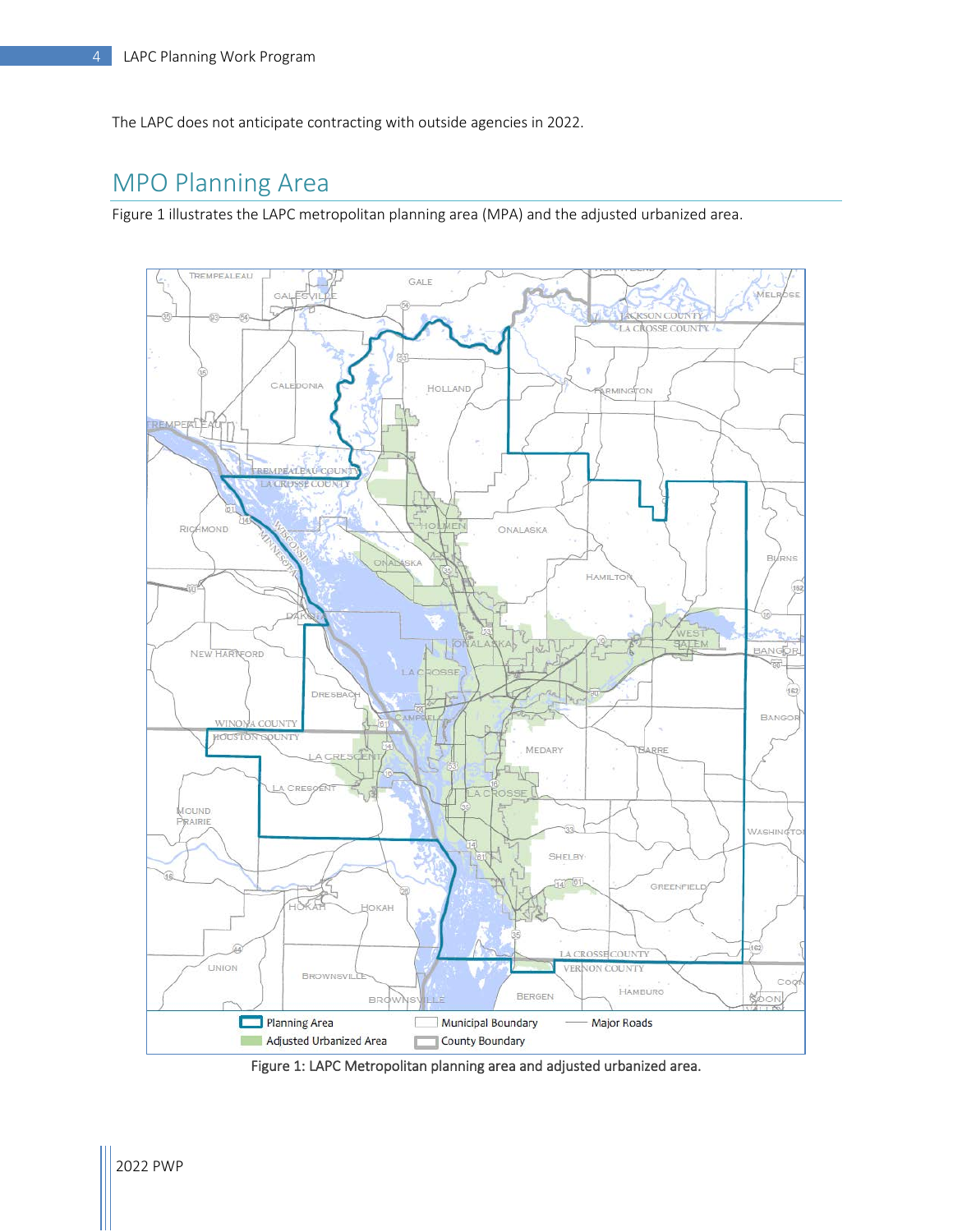The LAPC does not anticipate contracting with outside agencies in 2022.

## MPO Planning Area

Figure 1 illustrates the LAPC metropolitan planning area (MPA) and the adjusted urbanized area.

Figure 1: LAPC Metropolitan planning area and adjusted urbanized area.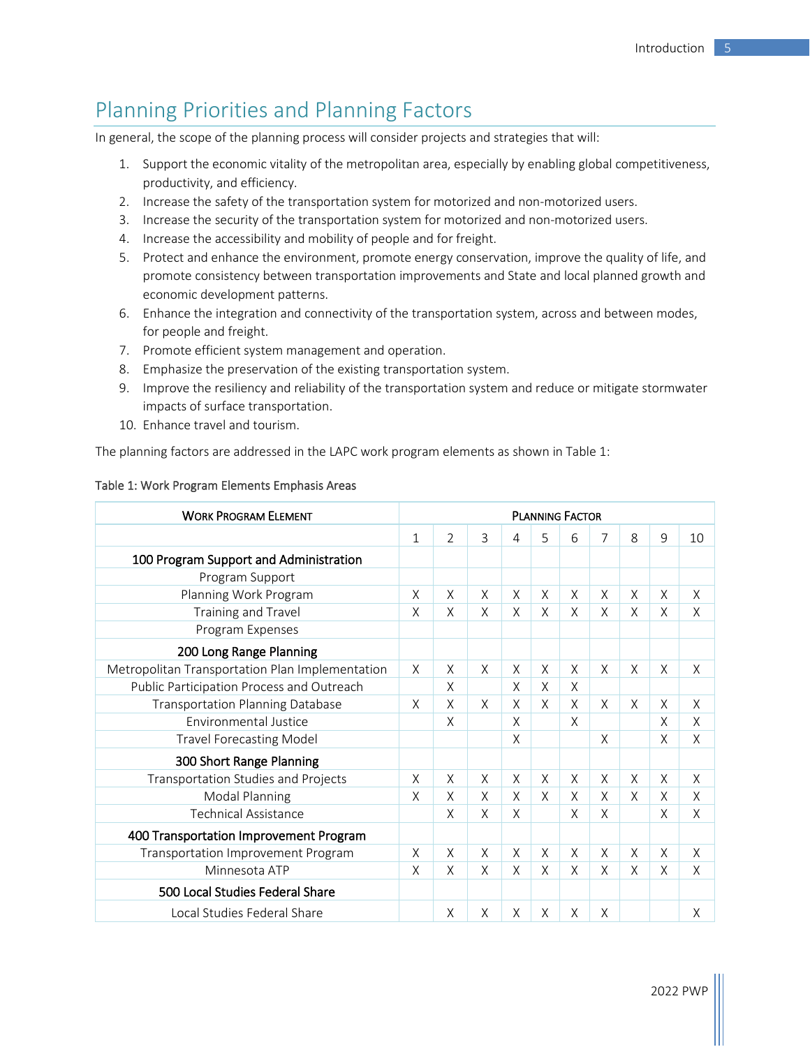## Planning Priorities and Planning Factors

In general, the scope of the planning process will consider projects and strategies that will:

1. Support the economic vitality of the metropolitan area, especially by enabling global competitiveness, productivity, and efficiency.
2. Increase the safety of the transportation system for motorized and non-motorized users.
3. Increase the security of the transportation system for motorized and non-motorized users.
4. Increase the accessibility and mobility of people and for freight.
5. Protect and enhance the environment, promote energy conservation, improve the quality of life, and promote consistency between transportation improvements and State and local planned growth and economic development patterns.
6. Enhance the integration and connectivity of the transportation system, across and between modes, for people and freight.
7. Promote efficient system management and operation.
8. Emphasize the preservation of the existing transportation system.
9. Improve the resiliency and reliability of the transportation system and reduce or mitigate stormwater impacts of surface transportation.
10. Enhance travel and tourism.

The planning factors are addressed in the LAPC work program elements as shown in Table 1:

Table 1: Work Program Elements Emphasis Areas

| Work Program Element | Planning Factor | | | | | | | | | |
|---|---|---|---|---|---|---|---|---|---|---|
| | 1 | 2 | 3 | 4 | 5 | 6 | 7 | 8 | 9 | 10 |
| **100 Program Support and Administration** | | | | | | | | | | |
| Program Support | | | | | | | | | | |
| Planning Work Program | X | X | X | X | X | X | X | X | X | X |
| Training and Travel | X | X | X | X | X | X | X | X | X | X |
| Program Expenses | | | | | | | | | | |
| **200 Long Range Planning** | | | | | | | | | | |
| Metropolitan Transportation Plan Implementation | X | X | X | X | X | X | X | X | X | X |
| Public Participation Process and Outreach | | X | | X | X | X | | | | |
| Transportation Planning Database | X | X | X | X | X | X | X | X | X | X |
| Environmental Justice | | X | | X | | X | | | X | X |
| Travel Forecasting Model | | | | X | | | X | | X | X |
| **300 Short Range Planning** | | | | | | | | | | |
| Transportation Studies and Projects | X | X | X | X | X | X | X | X | X | X |
| Modal Planning | X | X | X | X | X | X | X | X | X | X |
| Technical Assistance | | X | X | X | | X | X | | X | X |
| **400 Transportation Improvement Program** | | | | | | | | | | |
| Transportation Improvement Program | X | X | X | X | X | X | X | X | X | X |
| Minnesota ATP | X | X | X | X | X | X | X | X | X | X |
| **500 Local Studies Federal Share** | | | | | | | | | | |
| Local Studies Federal Share | | X | X | X | X | X | X | | | X |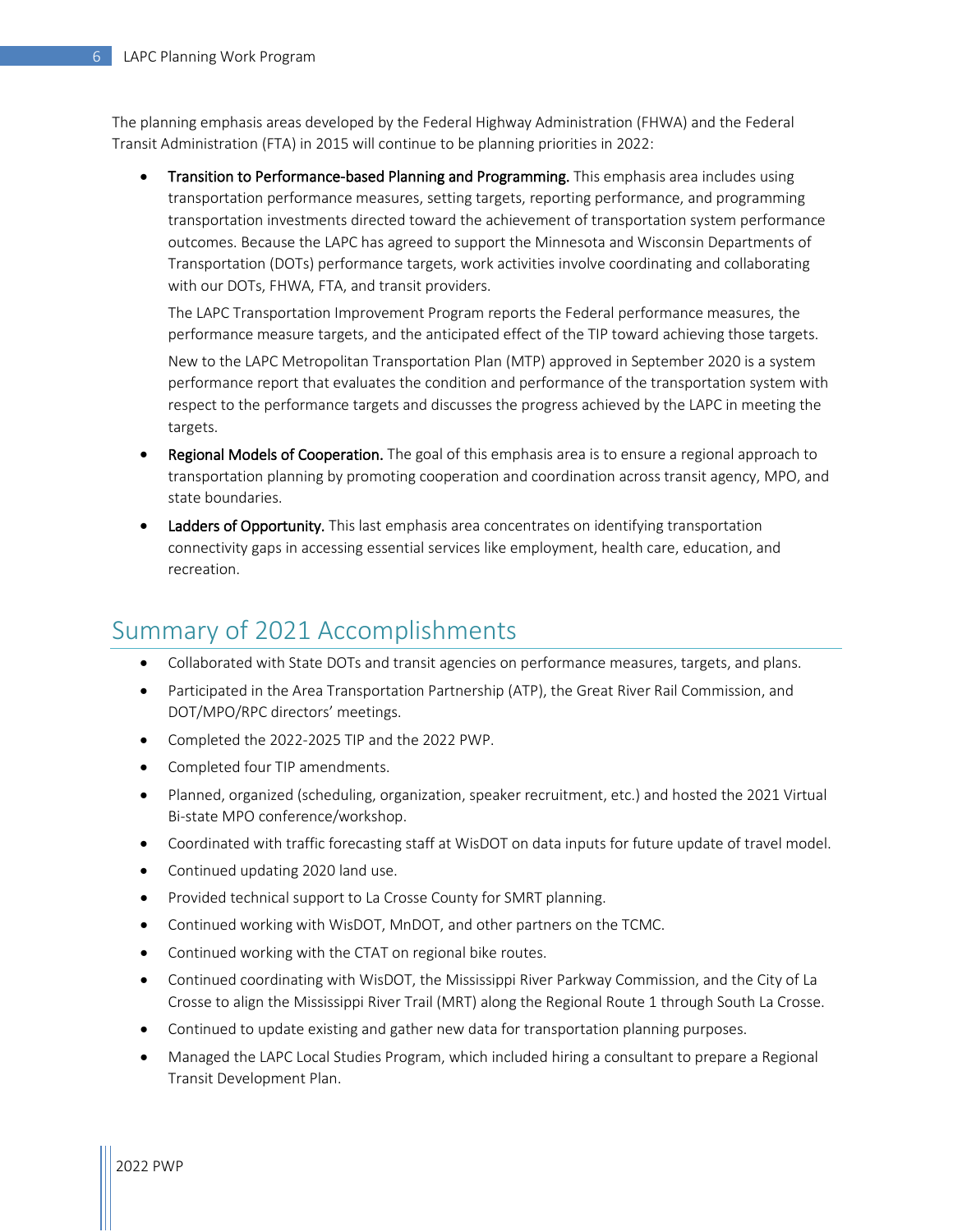The planning emphasis areas developed by the Federal Highway Administration (FHWA) and the Federal Transit Administration (FTA) in 2015 will continue to be planning priorities in 2022:

- **Transition to Performance-based Planning and Programming.** This emphasis area includes using transportation performance measures, setting targets, reporting performance, and programming transportation investments directed toward the achievement of transportation system performance outcomes. Because the LAPC has agreed to support the Minnesota and Wisconsin Departments of Transportation (DOTs) performance targets, work activities involve coordinating and collaborating with our DOTs, FHWA, FTA, and transit providers.

  The LAPC Transportation Improvement Program reports the Federal performance measures, the performance measure targets, and the anticipated effect of the TIP toward achieving those targets.

  New to the LAPC Metropolitan Transportation Plan (MTP) approved in September 2020 is a system performance report that evaluates the condition and performance of the transportation system with respect to the performance targets and discusses the progress achieved by the LAPC in meeting the targets.

- **Regional Models of Cooperation.** The goal of this emphasis area is to ensure a regional approach to transportation planning by promoting cooperation and coordination across transit agency, MPO, and state boundaries.
- **Ladders of Opportunity.** This last emphasis area concentrates on identifying transportation connectivity gaps in accessing essential services like employment, health care, education, and recreation.

## Summary of 2021 Accomplishments

- Collaborated with State DOTs and transit agencies on performance measures, targets, and plans.
- Participated in the Area Transportation Partnership (ATP), the Great River Rail Commission, and DOT/MPO/RPC directors' meetings.
- Completed the 2022-2025 TIP and the 2022 PWP.
- Completed four TIP amendments.
- Planned, organized (scheduling, organization, speaker recruitment, etc.) and hosted the 2021 Virtual Bi-state MPO conference/workshop.
- Coordinated with traffic forecasting staff at WisDOT on data inputs for future update of travel model.
- Continued updating 2020 land use.
- Provided technical support to La Crosse County for SMRT planning.
- Continued working with WisDOT, MnDOT, and other partners on the TCMC.
- Continued working with the CTAT on regional bike routes.
- Continued coordinating with WisDOT, the Mississippi River Parkway Commission, and the City of La Crosse to align the Mississippi River Trail (MRT) along the Regional Route 1 through South La Crosse.
- Continued to update existing and gather new data for transportation planning purposes.
- Managed the LAPC Local Studies Program, which included hiring a consultant to prepare a Regional Transit Development Plan.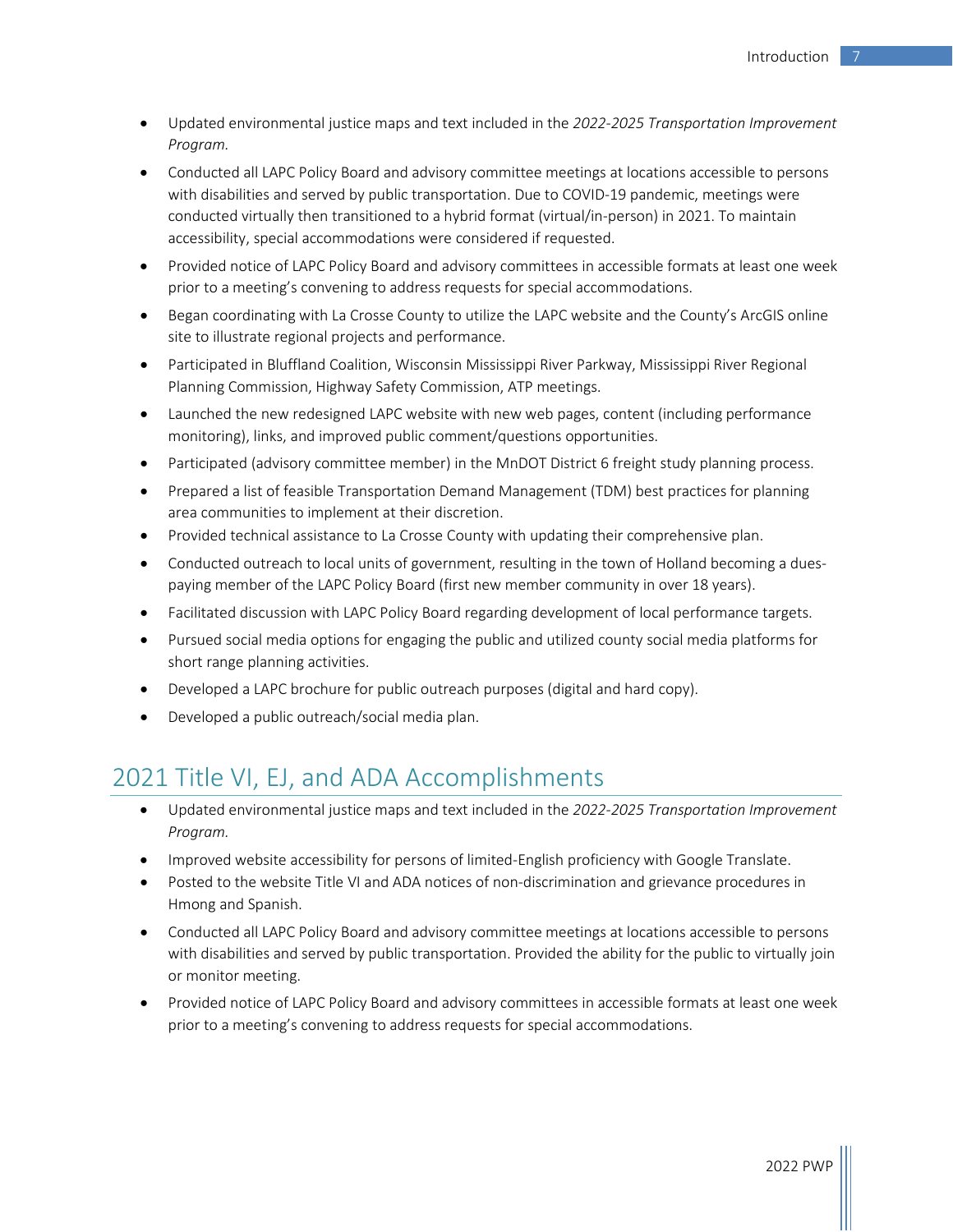- Updated environmental justice maps and text included in the *2022-2025 Transportation Improvement Program.*
- Conducted all LAPC Policy Board and advisory committee meetings at locations accessible to persons with disabilities and served by public transportation. Due to COVID-19 pandemic, meetings were conducted virtually then transitioned to a hybrid format (virtual/in-person) in 2021. To maintain accessibility, special accommodations were considered if requested.
- Provided notice of LAPC Policy Board and advisory committees in accessible formats at least one week prior to a meeting's convening to address requests for special accommodations.
- Began coordinating with La Crosse County to utilize the LAPC website and the County's ArcGIS online site to illustrate regional projects and performance.
- Participated in Bluffland Coalition, Wisconsin Mississippi River Parkway, Mississippi River Regional Planning Commission, Highway Safety Commission, ATP meetings.
- Launched the new redesigned LAPC website with new web pages, content (including performance monitoring), links, and improved public comment/questions opportunities.
- Participated (advisory committee member) in the MnDOT District 6 freight study planning process.
- Prepared a list of feasible Transportation Demand Management (TDM) best practices for planning area communities to implement at their discretion.
- Provided technical assistance to La Crosse County with updating their comprehensive plan.
- Conducted outreach to local units of government, resulting in the town of Holland becoming a dues-paying member of the LAPC Policy Board (first new member community in over 18 years).
- Facilitated discussion with LAPC Policy Board regarding development of local performance targets.
- Pursued social media options for engaging the public and utilized county social media platforms for short range planning activities.
- Developed a LAPC brochure for public outreach purposes (digital and hard copy).
- Developed a public outreach/social media plan.

## 2021 Title VI, EJ, and ADA Accomplishments

- Updated environmental justice maps and text included in the *2022-2025 Transportation Improvement Program.*
- Improved website accessibility for persons of limited-English proficiency with Google Translate.
- Posted to the website Title VI and ADA notices of non-discrimination and grievance procedures in Hmong and Spanish.
- Conducted all LAPC Policy Board and advisory committee meetings at locations accessible to persons with disabilities and served by public transportation. Provided the ability for the public to virtually join or monitor meeting.
- Provided notice of LAPC Policy Board and advisory committees in accessible formats at least one week prior to a meeting's convening to address requests for special accommodations.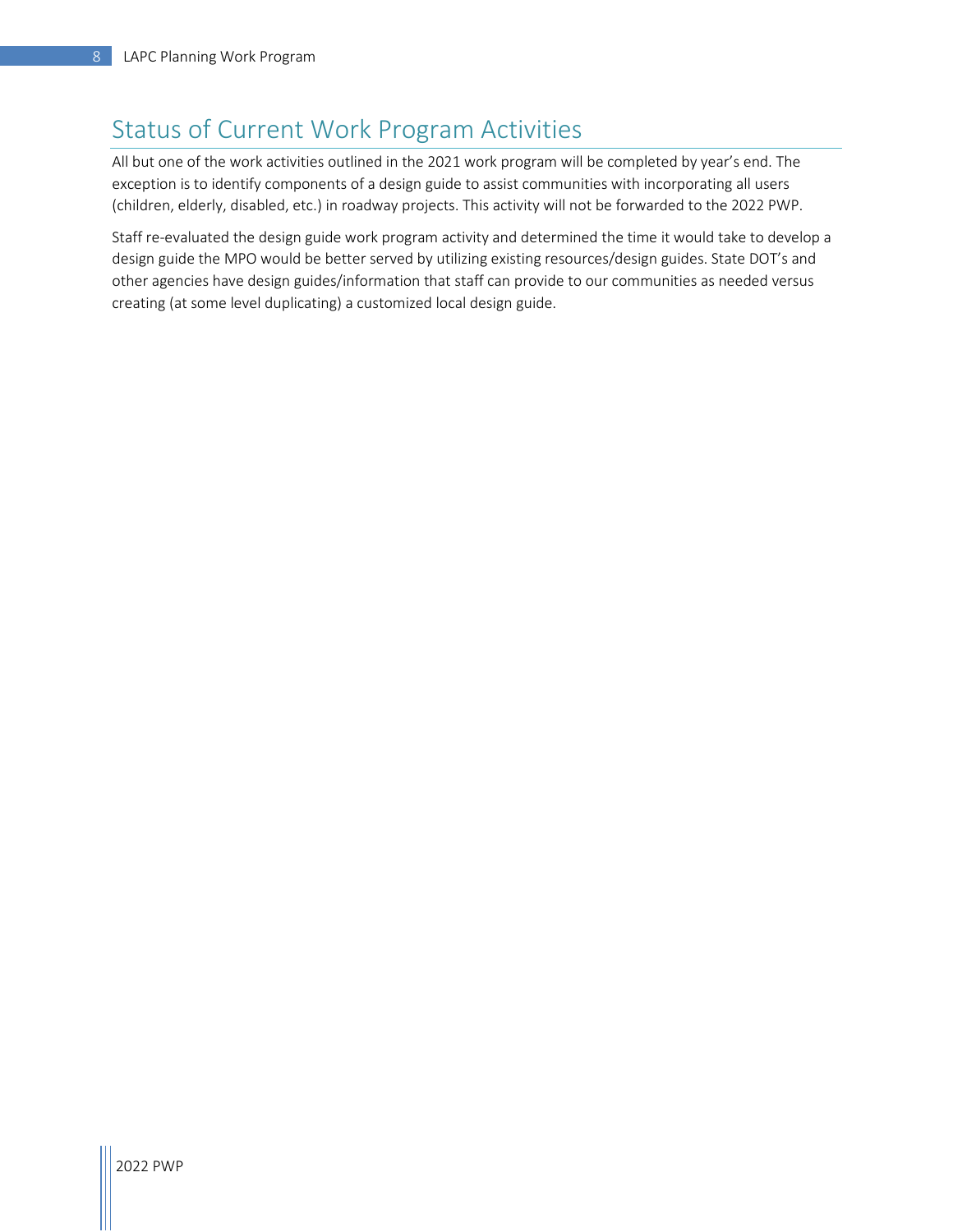## Status of Current Work Program Activities

All but one of the work activities outlined in the 2021 work program will be completed by year's end. The exception is to identify components of a design guide to assist communities with incorporating all users (children, elderly, disabled, etc.) in roadway projects. This activity will not be forwarded to the 2022 PWP.

Staff re-evaluated the design guide work program activity and determined the time it would take to develop a design guide the MPO would be better served by utilizing existing resources/design guides. State DOT's and other agencies have design guides/information that staff can provide to our communities as needed versus creating (at some level duplicating) a customized local design guide.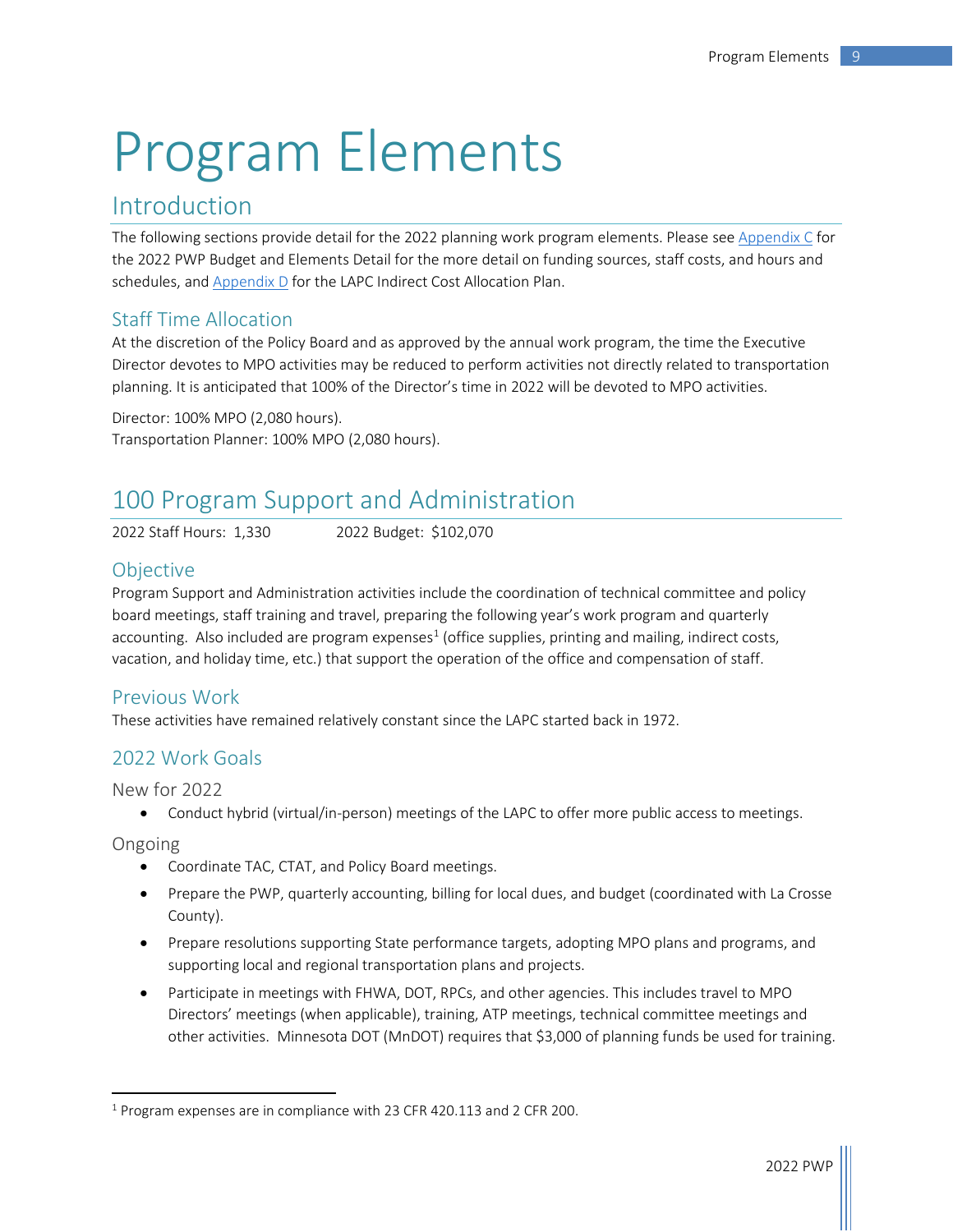# Program Elements

## Introduction

The following sections provide detail for the 2022 planning work program elements. Please see Appendix C for the 2022 PWP Budget and Elements Detail for the more detail on funding sources, staff costs, and hours and schedules, and Appendix D for the LAPC Indirect Cost Allocation Plan.

### Staff Time Allocation

At the discretion of the Policy Board and as approved by the annual work program, the time the Executive Director devotes to MPO activities may be reduced to perform activities not directly related to transportation planning. It is anticipated that 100% of the Director's time in 2022 will be devoted to MPO activities.

Director: 100% MPO (2,080 hours).
Transportation Planner: 100% MPO (2,080 hours).

## 100 Program Support and Administration

2022 Staff Hours: 1,330 2022 Budget: $102,070

### Objective

Program Support and Administration activities include the coordination of technical committee and policy board meetings, staff training and travel, preparing the following year's work program and quarterly accounting. Also included are program expenses[1] (office supplies, printing and mailing, indirect costs, vacation, and holiday time, etc.) that support the operation of the office and compensation of staff.

### Previous Work

These activities have remained relatively constant since the LAPC started back in 1972.

### 2022 Work Goals

#### New for 2022

- Conduct hybrid (virtual/in-person) meetings of the LAPC to offer more public access to meetings.

#### Ongoing

- Coordinate TAC, CTAT, and Policy Board meetings.
- Prepare the PWP, quarterly accounting, billing for local dues, and budget (coordinated with La Crosse County).
- Prepare resolutions supporting State performance targets, adopting MPO plans and programs, and supporting local and regional transportation plans and projects.
- Participate in meetings with FHWA, DOT, RPCs, and other agencies. This includes travel to MPO Directors' meetings (when applicable), training, ATP meetings, technical committee meetings and other activities. Minnesota DOT (MnDOT) requires that $3,000 of planning funds be used for training.

[1] Program expenses are in compliance with 23 CFR 420.113 and 2 CFR 200.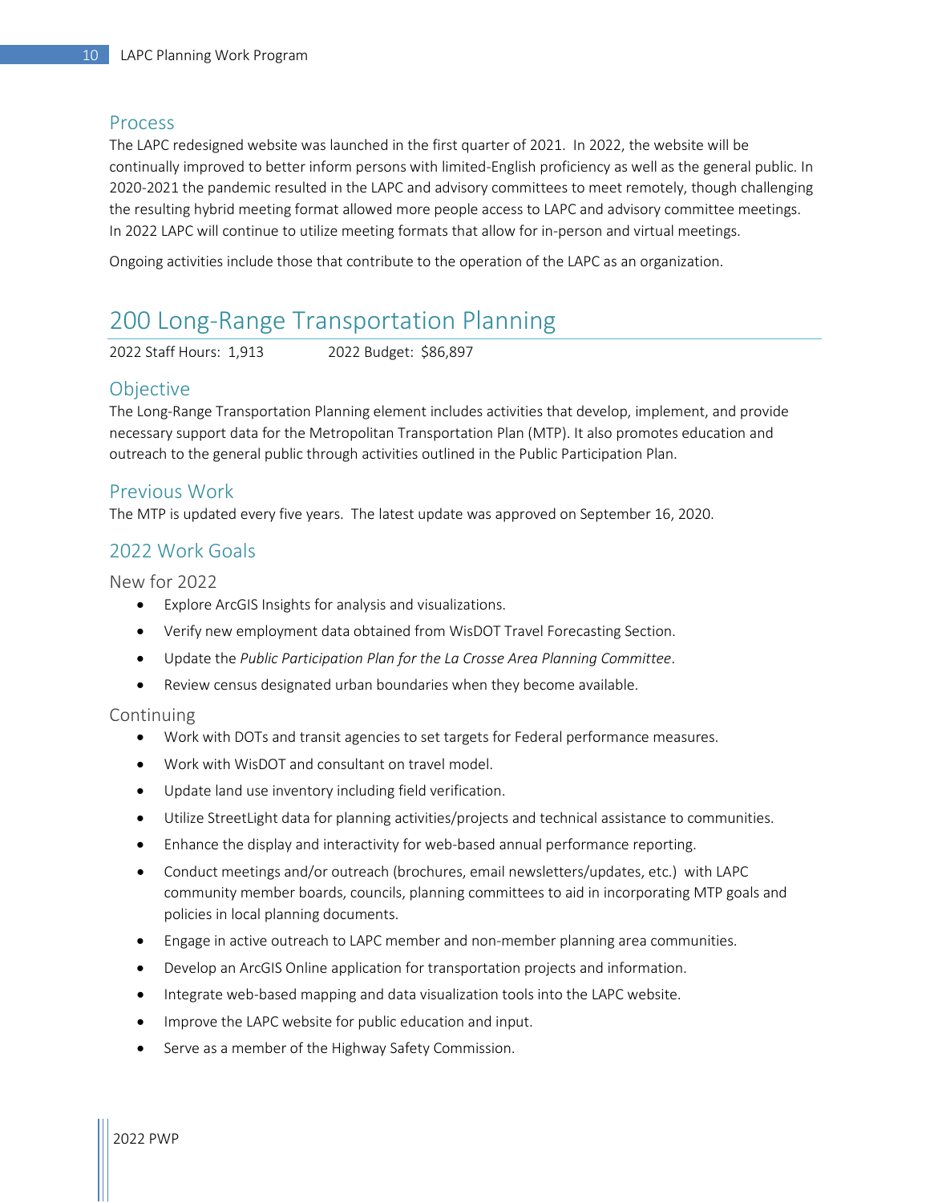### Process

The LAPC redesigned website was launched in the first quarter of 2021. In 2022, the website will be continually improved to better inform persons with limited-English proficiency as well as the general public. In 2020-2021 the pandemic resulted in the LAPC and advisory committees to meet remotely, though challenging the resulting hybrid meeting format allowed more people access to LAPC and advisory committee meetings. In 2022 LAPC will continue to utilize meeting formats that allow for in-person and virtual meetings.

Ongoing activities include those that contribute to the operation of the LAPC as an organization.

## 200 Long-Range Transportation Planning

2022 Staff Hours: 1,913 2022 Budget: $86,897

### Objective

The Long-Range Transportation Planning element includes activities that develop, implement, and provide necessary support data for the Metropolitan Transportation Plan (MTP). It also promotes education and outreach to the general public through activities outlined in the Public Participation Plan.

### Previous Work

The MTP is updated every five years. The latest update was approved on September 16, 2020.

### 2022 Work Goals

#### New for 2022

- Explore ArcGIS Insights for analysis and visualizations.
- Verify new employment data obtained from WisDOT Travel Forecasting Section.
- Update the *Public Participation Plan for the La Crosse Area Planning Committee*.
- Review census designated urban boundaries when they become available.

#### Continuing

- Work with DOTs and transit agencies to set targets for Federal performance measures.
- Work with WisDOT and consultant on travel model.
- Update land use inventory including field verification.
- Utilize StreetLight data for planning activities/projects and technical assistance to communities.
- Enhance the display and interactivity for web-based annual performance reporting.
- Conduct meetings and/or outreach (brochures, email newsletters/updates, etc.) with LAPC community member boards, councils, planning committees to aid in incorporating MTP goals and policies in local planning documents.
- Engage in active outreach to LAPC member and non-member planning area communities.
- Develop an ArcGIS Online application for transportation projects and information.
- Integrate web-based mapping and data visualization tools into the LAPC website.
- Improve the LAPC website for public education and input.
- Serve as a member of the Highway Safety Commission.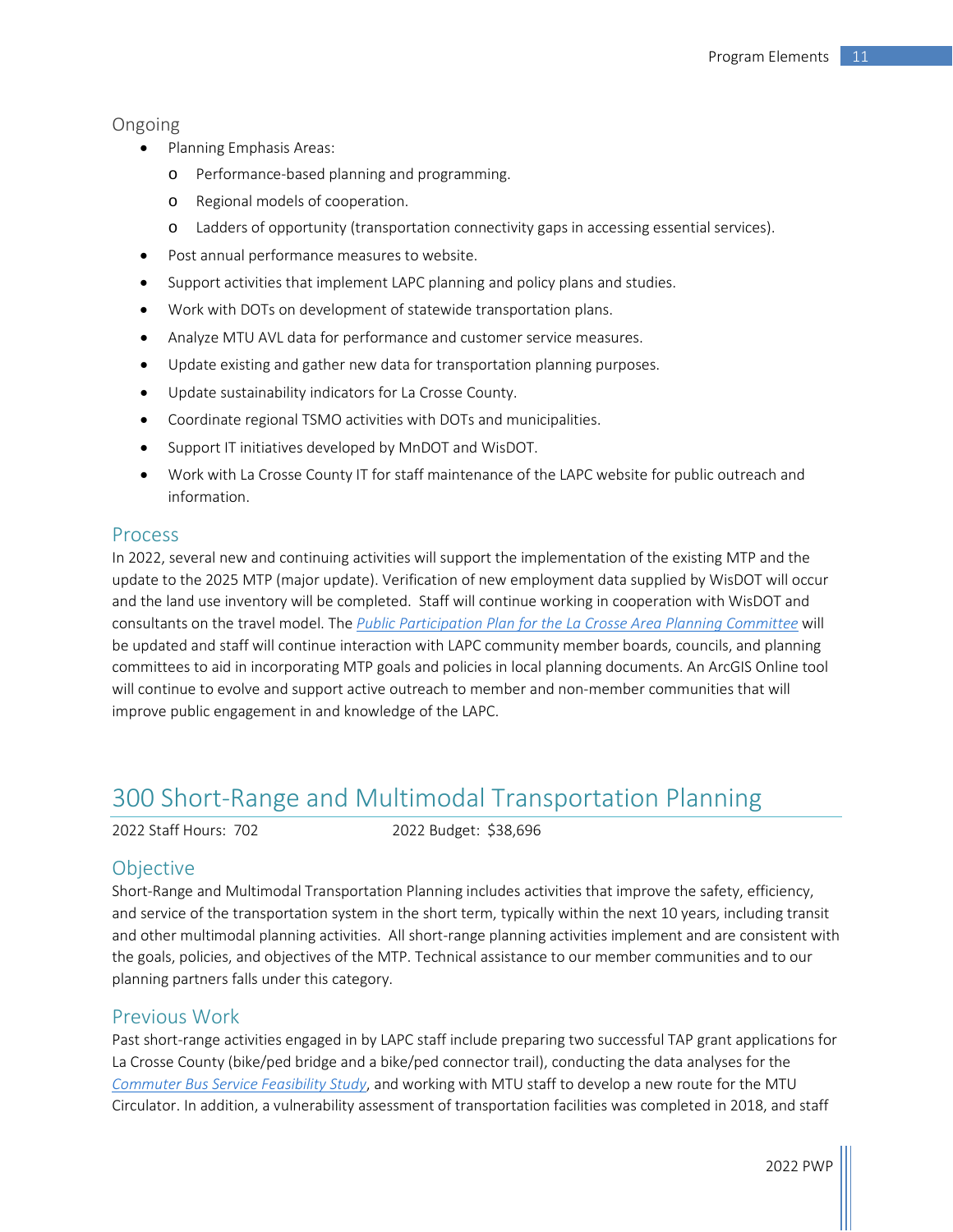### Ongoing

- Planning Emphasis Areas:
  - Performance-based planning and programming.
  - Regional models of cooperation.
  - Ladders of opportunity (transportation connectivity gaps in accessing essential services).
- Post annual performance measures to website.
- Support activities that implement LAPC planning and policy plans and studies.
- Work with DOTs on development of statewide transportation plans.
- Analyze MTU AVL data for performance and customer service measures.
- Update existing and gather new data for transportation planning purposes.
- Update sustainability indicators for La Crosse County.
- Coordinate regional TSMO activities with DOTs and municipalities.
- Support IT initiatives developed by MnDOT and WisDOT.
- Work with La Crosse County IT for staff maintenance of the LAPC website for public outreach and information.

## Process

In 2022, several new and continuing activities will support the implementation of the existing MTP and the update to the 2025 MTP (major update). Verification of new employment data supplied by WisDOT will occur and the land use inventory will be completed. Staff will continue working in cooperation with WisDOT and consultants on the travel model. The *Public Participation Plan for the La Crosse Area Planning Committee* will be updated and staff will continue interaction with LAPC community member boards, councils, and planning committees to aid in incorporating MTP goals and policies in local planning documents. An ArcGIS Online tool will continue to evolve and support active outreach to member and non-member communities that will improve public engagement in and knowledge of the LAPC.

# 300 Short-Range and Multimodal Transportation Planning

2022 Staff Hours: 702 2022 Budget: $38,696

## Objective

Short-Range and Multimodal Transportation Planning includes activities that improve the safety, efficiency, and service of the transportation system in the short term, typically within the next 10 years, including transit and other multimodal planning activities. All short-range planning activities implement and are consistent with the goals, policies, and objectives of the MTP. Technical assistance to our member communities and to our planning partners falls under this category.

## Previous Work

Past short-range activities engaged in by LAPC staff include preparing two successful TAP grant applications for La Crosse County (bike/ped bridge and a bike/ped connector trail), conducting the data analyses for the *Commuter Bus Service Feasibility Study*, and working with MTU staff to develop a new route for the MTU Circulator. In addition, a vulnerability assessment of transportation facilities was completed in 2018, and staff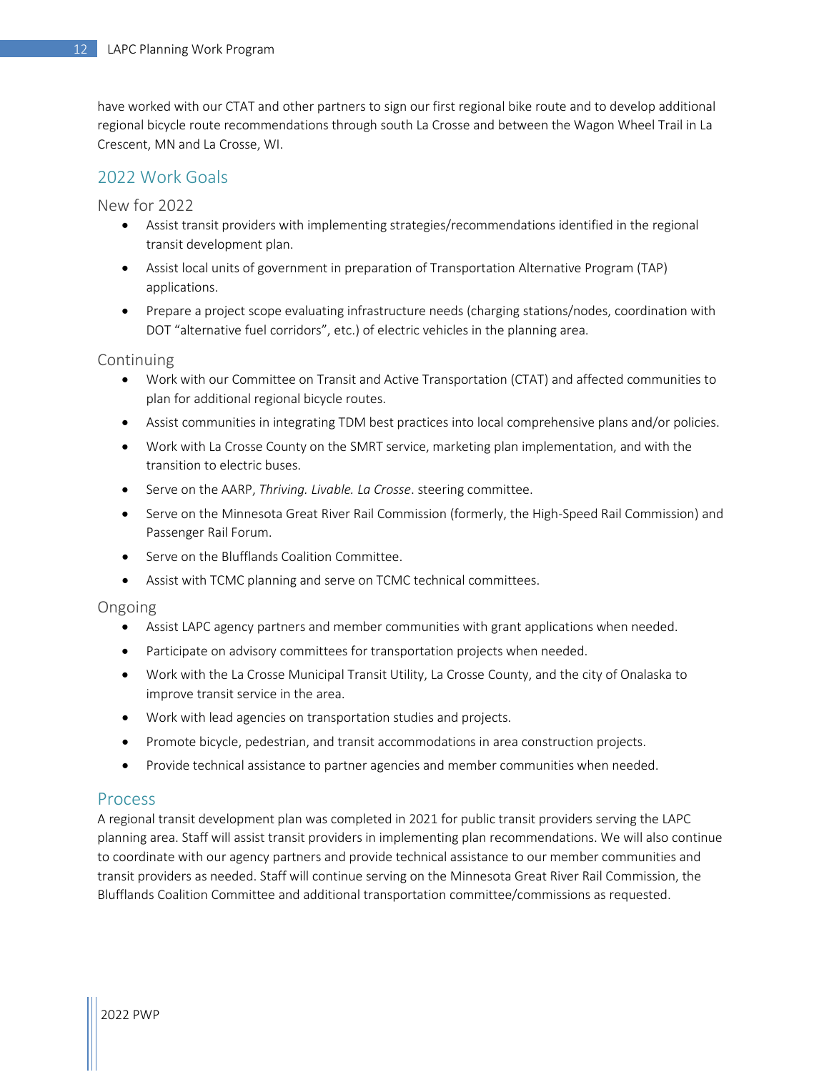have worked with our CTAT and other partners to sign our first regional bike route and to develop additional regional bicycle route recommendations through south La Crosse and between the Wagon Wheel Trail in La Crescent, MN and La Crosse, WI.

## 2022 Work Goals

### New for 2022

- Assist transit providers with implementing strategies/recommendations identified in the regional transit development plan.
- Assist local units of government in preparation of Transportation Alternative Program (TAP) applications.
- Prepare a project scope evaluating infrastructure needs (charging stations/nodes, coordination with DOT "alternative fuel corridors", etc.) of electric vehicles in the planning area.

### Continuing

- Work with our Committee on Transit and Active Transportation (CTAT) and affected communities to plan for additional regional bicycle routes.
- Assist communities in integrating TDM best practices into local comprehensive plans and/or policies.
- Work with La Crosse County on the SMRT service, marketing plan implementation, and with the transition to electric buses.
- Serve on the AARP, *Thriving. Livable. La Crosse*. steering committee.
- Serve on the Minnesota Great River Rail Commission (formerly, the High-Speed Rail Commission) and Passenger Rail Forum.
- Serve on the Blufflands Coalition Committee.
- Assist with TCMC planning and serve on TCMC technical committees.

### Ongoing

- Assist LAPC agency partners and member communities with grant applications when needed.
- Participate on advisory committees for transportation projects when needed.
- Work with the La Crosse Municipal Transit Utility, La Crosse County, and the city of Onalaska to improve transit service in the area.
- Work with lead agencies on transportation studies and projects.
- Promote bicycle, pedestrian, and transit accommodations in area construction projects.
- Provide technical assistance to partner agencies and member communities when needed.

## Process

A regional transit development plan was completed in 2021 for public transit providers serving the LAPC planning area. Staff will assist transit providers in implementing plan recommendations. We will also continue to coordinate with our agency partners and provide technical assistance to our member communities and transit providers as needed. Staff will continue serving on the Minnesota Great River Rail Commission, the Blufflands Coalition Committee and additional transportation committee/commissions as requested.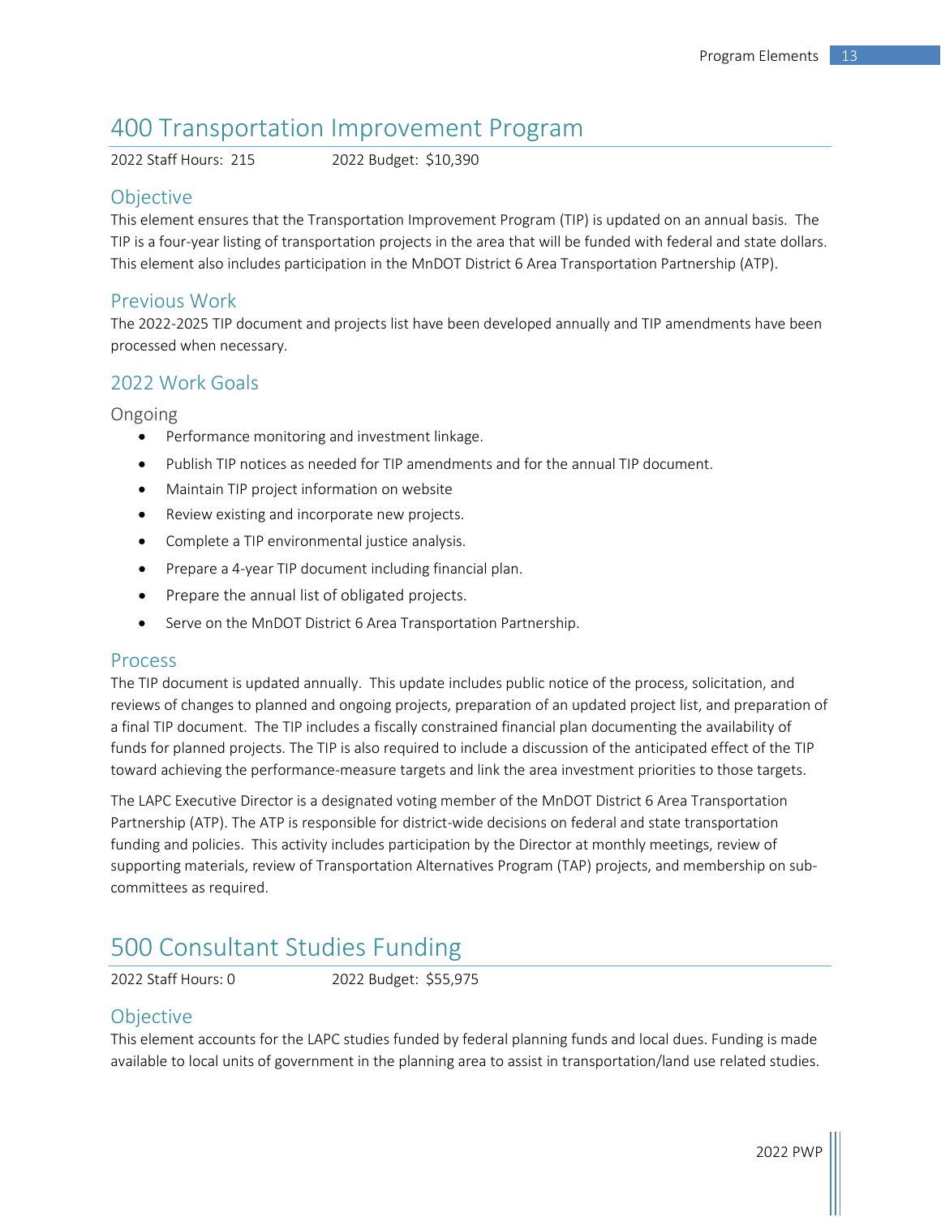# 400 Transportation Improvement Program

2022 Staff Hours: 215 2022 Budget: $10,390

## Objective

This element ensures that the Transportation Improvement Program (TIP) is updated on an annual basis. The TIP is a four-year listing of transportation projects in the area that will be funded with federal and state dollars. This element also includes participation in the MnDOT District 6 Area Transportation Partnership (ATP).

## Previous Work

The 2022-2025 TIP document and projects list have been developed annually and TIP amendments have been processed when necessary.

## 2022 Work Goals

### Ongoing

- Performance monitoring and investment linkage.
- Publish TIP notices as needed for TIP amendments and for the annual TIP document.
- Maintain TIP project information on website
- Review existing and incorporate new projects.
- Complete a TIP environmental justice analysis.
- Prepare a 4-year TIP document including financial plan.
- Prepare the annual list of obligated projects.
- Serve on the MnDOT District 6 Area Transportation Partnership.

## Process

The TIP document is updated annually. This update includes public notice of the process, solicitation, and reviews of changes to planned and ongoing projects, preparation of an updated project list, and preparation of a final TIP document. The TIP includes a fiscally constrained financial plan documenting the availability of funds for planned projects. The TIP is also required to include a discussion of the anticipated effect of the TIP toward achieving the performance-measure targets and link the area investment priorities to those targets.

The LAPC Executive Director is a designated voting member of the MnDOT District 6 Area Transportation Partnership (ATP). The ATP is responsible for district-wide decisions on federal and state transportation funding and policies. This activity includes participation by the Director at monthly meetings, review of supporting materials, review of Transportation Alternatives Program (TAP) projects, and membership on sub-committees as required.

# 500 Consultant Studies Funding

2022 Staff Hours: 0 2022 Budget: $55,975

## Objective

This element accounts for the LAPC studies funded by federal planning funds and local dues. Funding is made available to local units of government in the planning area to assist in transportation/land use related studies.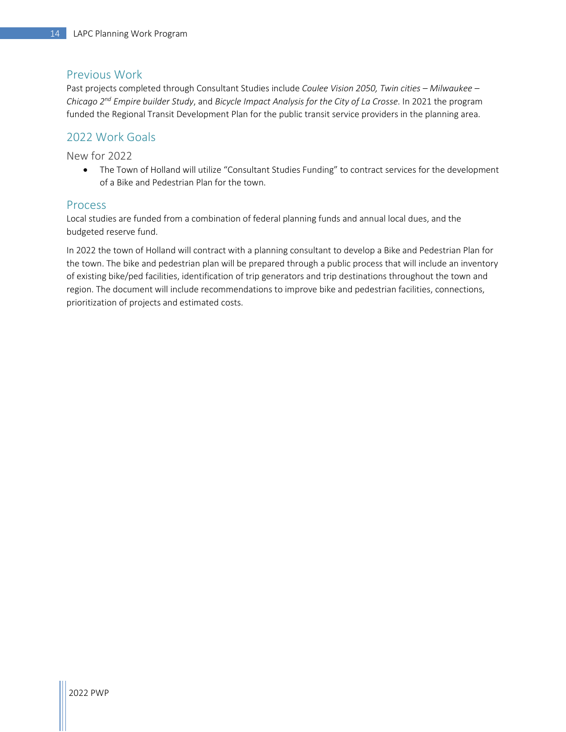## Previous Work

Past projects completed through Consultant Studies include *Coulee Vision 2050, Twin cities – Milwaukee – Chicago 2nd Empire builder Study*, and *Bicycle Impact Analysis for the City of La Crosse*. In 2021 the program funded the Regional Transit Development Plan for the public transit service providers in the planning area.

## 2022 Work Goals

### New for 2022

- The Town of Holland will utilize "Consultant Studies Funding" to contract services for the development of a Bike and Pedestrian Plan for the town.

## Process

Local studies are funded from a combination of federal planning funds and annual local dues, and the budgeted reserve fund.

In 2022 the town of Holland will contract with a planning consultant to develop a Bike and Pedestrian Plan for the town. The bike and pedestrian plan will be prepared through a public process that will include an inventory of existing bike/ped facilities, identification of trip generators and trip destinations throughout the town and region. The document will include recommendations to improve bike and pedestrian facilities, connections, prioritization of projects and estimated costs.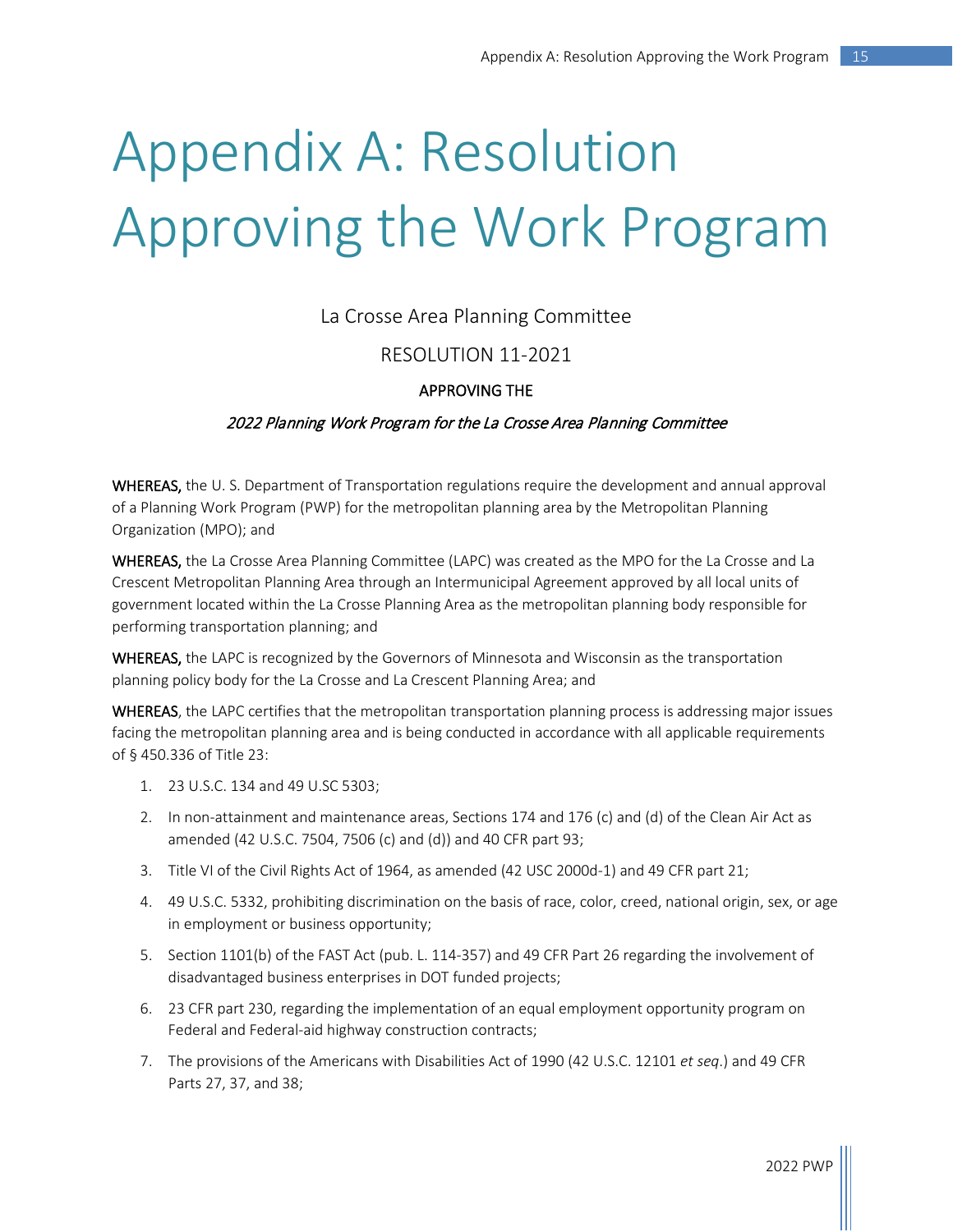# Appendix A: Resolution Approving the Work Program

La Crosse Area Planning Committee

RESOLUTION 11-2021

APPROVING THE

*2022 Planning Work Program for the La Crosse Area Planning Committee*

**WHEREAS,** the U. S. Department of Transportation regulations require the development and annual approval of a Planning Work Program (PWP) for the metropolitan planning area by the Metropolitan Planning Organization (MPO); and

**WHEREAS,** the La Crosse Area Planning Committee (LAPC) was created as the MPO for the La Crosse and La Crescent Metropolitan Planning Area through an Intermunicipal Agreement approved by all local units of government located within the La Crosse Planning Area as the metropolitan planning body responsible for performing transportation planning; and

**WHEREAS,** the LAPC is recognized by the Governors of Minnesota and Wisconsin as the transportation planning policy body for the La Crosse and La Crescent Planning Area; and

**WHEREAS**, the LAPC certifies that the metropolitan transportation planning process is addressing major issues facing the metropolitan planning area and is being conducted in accordance with all applicable requirements of § 450.336 of Title 23:

1. 23 U.S.C. 134 and 49 U.SC 5303;
2. In non-attainment and maintenance areas, Sections 174 and 176 (c) and (d) of the Clean Air Act as amended (42 U.S.C. 7504, 7506 (c) and (d)) and 40 CFR part 93;
3. Title VI of the Civil Rights Act of 1964, as amended (42 USC 2000d-1) and 49 CFR part 21;
4. 49 U.S.C. 5332, prohibiting discrimination on the basis of race, color, creed, national origin, sex, or age in employment or business opportunity;
5. Section 1101(b) of the FAST Act (pub. L. 114-357) and 49 CFR Part 26 regarding the involvement of disadvantaged business enterprises in DOT funded projects;
6. 23 CFR part 230, regarding the implementation of an equal employment opportunity program on Federal and Federal-aid highway construction contracts;
7. The provisions of the Americans with Disabilities Act of 1990 (42 U.S.C. 12101 *et seq*.) and 49 CFR Parts 27, 37, and 38;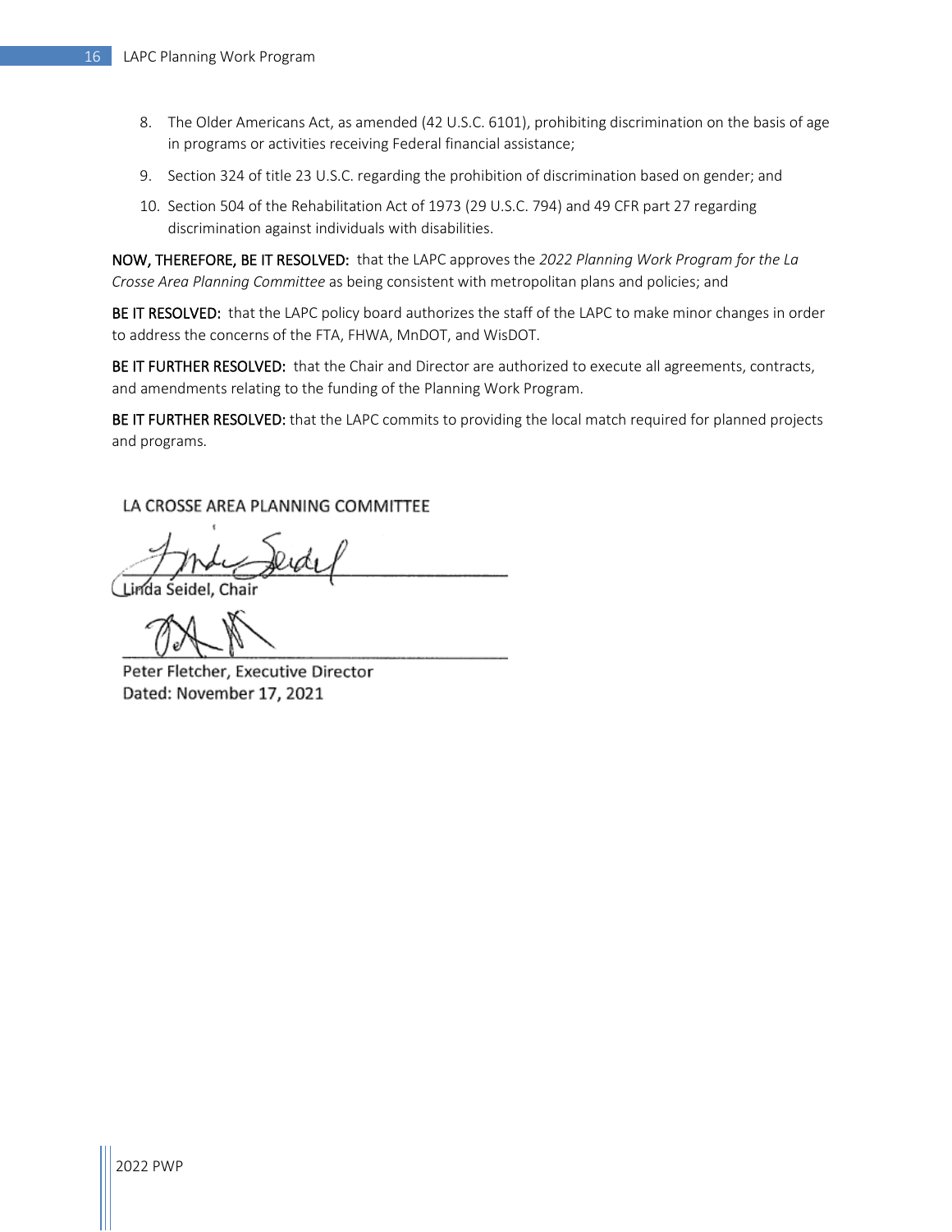8. The Older Americans Act, as amended (42 U.S.C. 6101), prohibiting discrimination on the basis of age in programs or activities receiving Federal financial assistance;
9. Section 324 of title 23 U.S.C. regarding the prohibition of discrimination based on gender; and
10. Section 504 of the Rehabilitation Act of 1973 (29 U.S.C. 794) and 49 CFR part 27 regarding discrimination against individuals with disabilities.

**NOW, THEREFORE, BE IT RESOLVED:** that the LAPC approves the *2022 Planning Work Program for the La Crosse Area Planning Committee* as being consistent with metropolitan plans and policies; and

**BE IT RESOLVED:** that the LAPC policy board authorizes the staff of the LAPC to make minor changes in order to address the concerns of the FTA, FHWA, MnDOT, and WisDOT.

**BE IT FURTHER RESOLVED:** that the Chair and Director are authorized to execute all agreements, contracts, and amendments relating to the funding of the Planning Work Program.

**BE IT FURTHER RESOLVED:** that the LAPC commits to providing the local match required for planned projects and programs.

LA CROSSE AREA PLANNING COMMITTEE

Linda Seidel, Chair

Peter Fletcher, Executive Director
Dated: November 17, 2021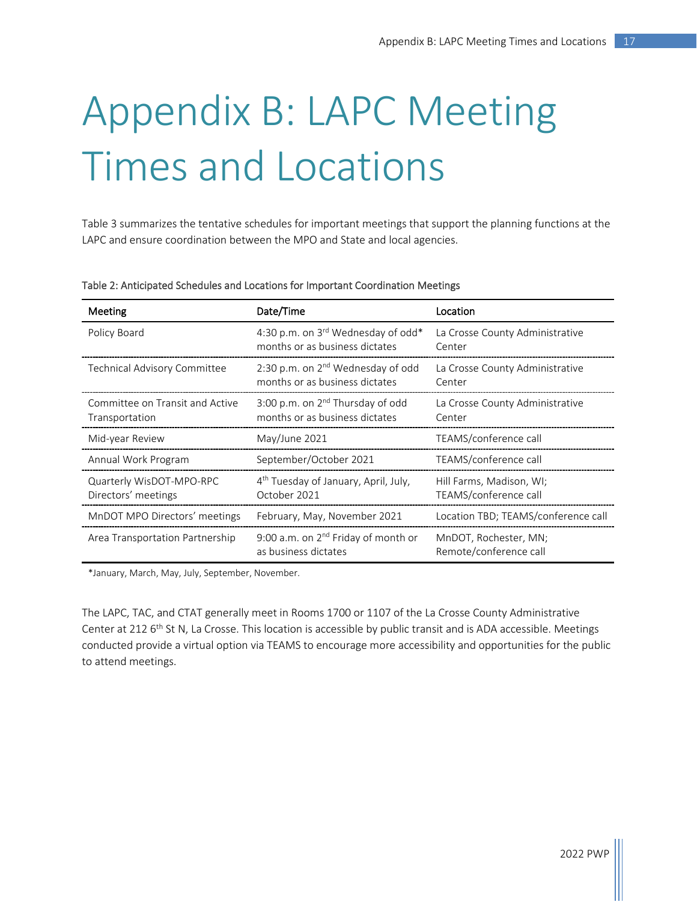# Appendix B: LAPC Meeting Times and Locations

Table 3 summarizes the tentative schedules for important meetings that support the planning functions at the LAPC and ensure coordination between the MPO and State and local agencies.

Table 2: Anticipated Schedules and Locations for Important Coordination Meetings

| Meeting | Date/Time | Location |
|---|---|---|
| Policy Board | 4:30 p.m. on 3rd Wednesday of odd* months or as business dictates | La Crosse County Administrative Center |
| Technical Advisory Committee | 2:30 p.m. on 2nd Wednesday of odd months or as business dictates | La Crosse County Administrative Center |
| Committee on Transit and Active Transportation | 3:00 p.m. on 2nd Thursday of odd months or as business dictates | La Crosse County Administrative Center |
| Mid-year Review | May/June 2021 | TEAMS/conference call |
| Annual Work Program | September/October 2021 | TEAMS/conference call |
| Quarterly WisDOT-MPO-RPC Directors' meetings | 4th Tuesday of January, April, July, October 2021 | Hill Farms, Madison, WI; TEAMS/conference call |
| MnDOT MPO Directors' meetings | February, May, November 2021 | Location TBD; TEAMS/conference call |
| Area Transportation Partnership | 9:00 a.m. on 2nd Friday of month or as business dictates | MnDOT, Rochester, MN; Remote/conference call |

*January, March, May, July, September, November.

The LAPC, TAC, and CTAT generally meet in Rooms 1700 or 1107 of the La Crosse County Administrative Center at 212 6th St N, La Crosse. This location is accessible by public transit and is ADA accessible. Meetings conducted provide a virtual option via TEAMS to encourage more accessibility and opportunities for the public to attend meetings.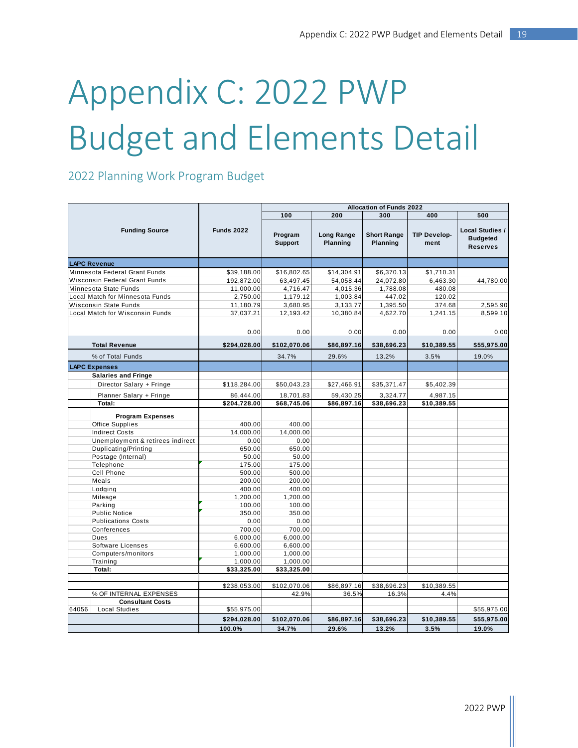# Appendix C: 2022 PWP Budget and Elements Detail

## 2022 Planning Work Program Budget

| Funding Source | Funds 2022 | Allocation of Funds 2022 | | | | |
|---|---|---|---|---|---|---|
| | | 100 | 200 | 300 | 400 | 500 |
| | | Program Support | Long Range Planning | Short Range Planning | TIP Develop-ment | Local Studies / Budgeted Reserves |
| **LAPC Revenue** | | | | | | |
| Minnesota Federal Grant Funds | $39,188.00 | $16,802.65 | $14,304.91 | $6,370.13 | $1,710.31 | |
| Wisconsin Federal Grant Funds | 192,872.00 | 63,497.45 | 54,058.44 | 24,072.80 | 6,463.30 | 44,780.00 |
| Minnesota State Funds | 11,000.00 | 4,716.47 | 4,015.36 | 1,788.08 | 480.08 | |
| Local Match for Minnesota Funds | 2,750.00 | 1,179.12 | 1,003.84 | 447.02 | 120.02 | |
| Wisconsin State Funds | 11,180.79 | 3,680.95 | 3,133.77 | 1,395.50 | 374.68 | 2,595.90 |
| Local Match for Wisconsin Funds | 37,037.21 | 12,193.42 | 10,380.84 | 4,622.70 | 1,241.15 | 8,599.10 |
| | 0.00 | 0.00 | 0.00 | 0.00 | 0.00 | 0.00 |
| **Total Revenue** | **$294,028.00** | **$102,070.06** | **$86,897.16** | **$38,696.23** | **$10,389.55** | **$55,975.00** |
| % of Total Funds | | 34.7% | 29.6% | 13.2% | 3.5% | 19.0% |
| **LAPC Expenses** | | | | | | |
| **Salaries and Fringe** | | | | | | |
| Director Salary + Fringe | $118,284.00 | $50,043.23 | $27,466.91 | $35,371.47 | $5,402.39 | |
| Planner Salary + Fringe | 86,444.00 | 18,701.83 | 59,430.25 | 3,324.77 | 4,987.15 | |
| **Total:** | **$204,728.00** | **$68,745.06** | **$86,897.16** | **$38,696.23** | **$10,389.55** | |
| **Program Expenses** | | | | | | |
| Office Supplies | 400.00 | 400.00 | | | | |
| Indirect Costs | 14,000.00 | 14,000.00 | | | | |
| Unemployment & retirees indirect | 0.00 | 0.00 | | | | |
| Duplicating/Printing | 650.00 | 650.00 | | | | |
| Postage (Internal) | 50.00 | 50.00 | | | | |
| Telephone | 175.00 | 175.00 | | | | |
| Cell Phone | 500.00 | 500.00 | | | | |
| Meals | 200.00 | 200.00 | | | | |
| Lodging | 400.00 | 400.00 | | | | |
| Mileage | 1,200.00 | 1,200.00 | | | | |
| Parking | 100.00 | 100.00 | | | | |
| Public Notice | 350.00 | 350.00 | | | | |
| Publications Costs | 0.00 | 0.00 | | | | |
| Conferences | 700.00 | 700.00 | | | | |
| Dues | 6,000.00 | 6,000.00 | | | | |
| Software Licenses | 6,600.00 | 6,600.00 | | | | |
| Computers/monitors | 1,000.00 | 1,000.00 | | | | |
| Training | 1,000.00 | 1,000.00 | | | | |
| **Total:** | **$33,325.00** | **$33,325.00** | | | | |
| | $238,053.00 | $102,070.06 | $86,897.16 | $38,696.23 | $10,389.55 | |
| % OF INTERNAL EXPENSES | | 42.9% | 36.5% | 16.3% | 4.4% | |
| **Consultant Costs** | | | | | | |
| 64056 Local Studies | $55,975.00 | | | | | $55,975.00 |
| | **$294,028.00** | **$102,070.06** | **$86,897.16** | **$38,696.23** | **$10,389.55** | **$55,975.00** |
| | **100.0%** | **34.7%** | **29.6%** | **13.2%** | **3.5%** | **19.0%** |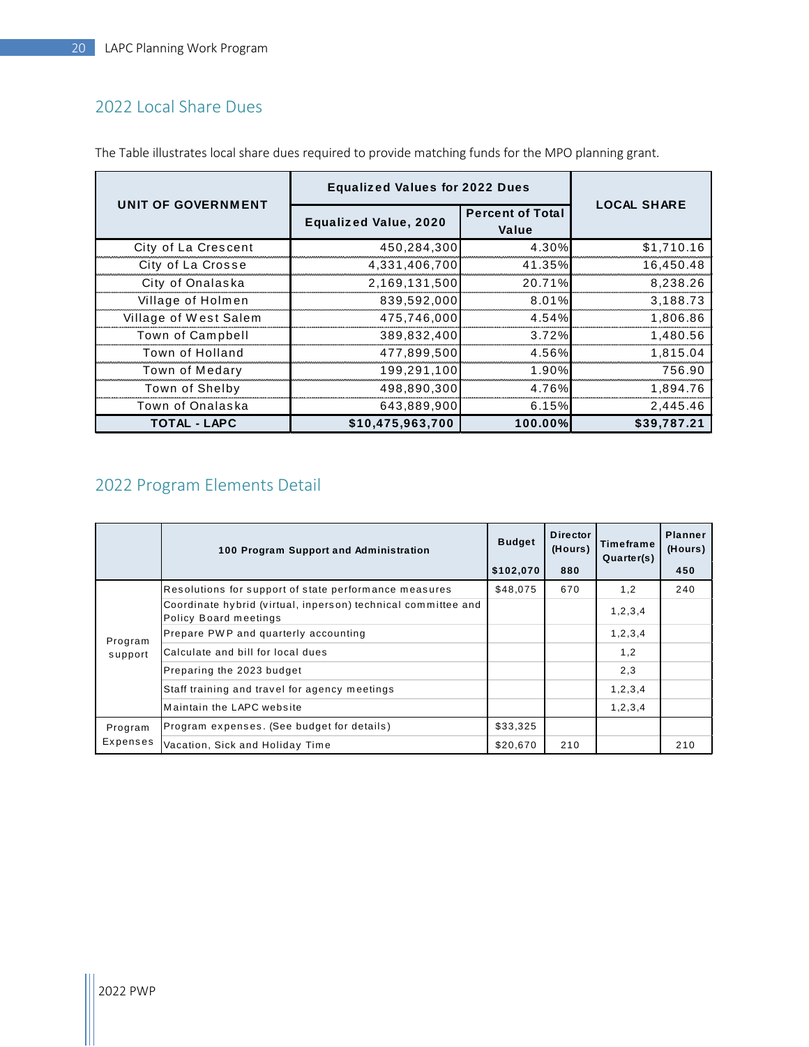## 2022 Local Share Dues

The Table illustrates local share dues required to provide matching funds for the MPO planning grant.

| UNIT OF GOVERNMENT | Equalized Values for 2022 Dues | | LOCAL SHARE |
|---|---|---|---|
| | Equalized Value, 2020 | Percent of Total Value | |
| City of La Crescent | 450,284,300 | 4.30% | $1,710.16 |
| City of La Crosse | 4,331,406,700 | 41.35% | 16,450.48 |
| City of Onalaska | 2,169,131,500 | 20.71% | 8,238.26 |
| Village of Holmen | 839,592,000 | 8.01% | 3,188.73 |
| Village of West Salem | 475,746,000 | 4.54% | 1,806.86 |
| Town of Campbell | 389,832,400 | 3.72% | 1,480.56 |
| Town of Holland | 477,899,500 | 4.56% | 1,815.04 |
| Town of Medary | 199,291,100 | 1.90% | 756.90 |
| Town of Shelby | 498,890,300 | 4.76% | 1,894.76 |
| Town of Onalaska | 643,889,900 | 6.15% | 2,445.46 |
| **TOTAL - LAPC** | **$10,475,963,700** | **100.00%** | **$39,787.21** |

## 2022 Program Elements Detail

| | 100 Program Support and Administration | Budget $102,070 | Director (Hours) 880 | Timeframe Quarter(s) | Planner (Hours) 450 |
|---|---|---|---|---|---|
| Program support | Resolutions for support of state performance measures | $48,075 | 670 | 1,2 | 240 |
| | Coordinate hybrid (virtual, inperson) technical committee and Policy Board meetings | | | 1,2,3,4 | |
| | Prepare PWP and quarterly accounting | | | 1,2,3,4 | |
| | Calculate and bill for local dues | | | 1,2 | |
| | Preparing the 2023 budget | | | 2,3 | |
| | Staff training and travel for agency meetings | | | 1,2,3,4 | |
| | Maintain the LAPC website | | | 1,2,3,4 | |
| Program Expenses | Program expenses. (See budget for details) | $33,325 | | | |
| | Vacation, Sick and Holiday Time | $20,670 | 210 | | 210 |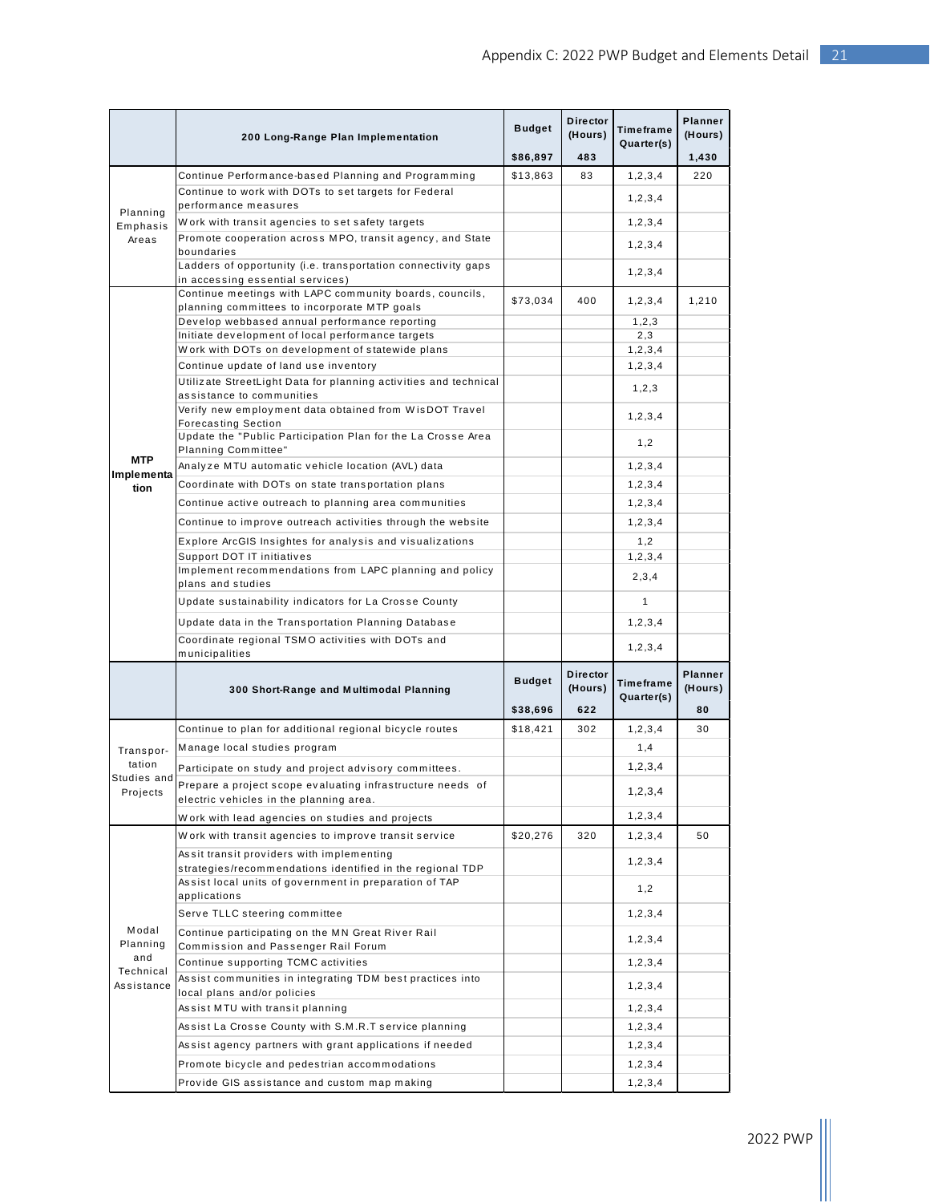| | 200 Long-Range Plan Implementation | Budget | Director (Hours) | Timeframe Quarter(s) | Planner (Hours) |
|---|---|---|---|---|---|
| | | $86,897 | 483 | | 1,430 |
| Planning Emphasis Areas | Continue Performance-based Planning and Programming | $13,863 | 83 | 1,2,3,4 | 220 |
| | Continue to work with DOTs to set targets for Federal performance measures | | | 1,2,3,4 | |
| | Work with transit agencies to set safety targets | | | 1,2,3,4 | |
| | Promote cooperation across MPO, transit agency, and State boundaries | | | 1,2,3,4 | |
| | Ladders of opportunity (i.e. transportation connectivity gaps in accessing essential services) | | | 1,2,3,4 | |
| **MTP Implementation** | Continue meetings with LAPC community boards, councils, planning committees to incorporate MTP goals | $73,034 | 400 | 1,2,3,4 | 1,210 |
| | Develop webbased annual performance reporting | | | 1,2,3 | |
| | Initiate development of local performance targets | | | 2,3 | |
| | Work with DOTs on development of statewide plans | | | 1,2,3,4 | |
| | Continue update of land use inventory | | | 1,2,3,4 | |
| | Utilizate StreetLight Data for planning activities and technical assistance to communities | | | 1,2,3 | |
| | Verify new employment data obtained from WisDOT Travel Forecasting Section | | | 1,2,3,4 | |
| | Update the "Public Participation Plan for the La Crosse Area Planning Committee" | | | 1,2 | |
| | Analyze MTU automatic vehicle location (AVL) data | | | 1,2,3,4 | |
| | Coordinate with DOTs on state transportation plans | | | 1,2,3,4 | |
| | Continue active outreach to planning area communities | | | 1,2,3,4 | |
| | Continue to improve outreach activities through the website | | | 1,2,3,4 | |
| | Explore ArcGIS Insightes for analysis and visualizations | | | 1,2 | |
| | Support DOT IT initiatives | | | 1,2,3,4 | |
| | Implement recommendations from LAPC planning and policy plans and studies | | | 2,3,4 | |
| | Update sustainability indicators for La Crosse County | | | 1 | |
| | Update data in the Transportation Planning Database | | | 1,2,3,4 | |
| | Coordinate regional TSMO activities with DOTs and municipalities | | | 1,2,3,4 | |

| | 300 Short-Range and Multimodal Planning | Budget | Director (Hours) | Timeframe Quarter(s) | Planner (Hours) |
|---|---|---|---|---|---|
| | | $38,696 | 622 | | 80 |
| Transportation Studies and Projects | Continue to plan for additional regional bicycle routes | $18,421 | 302 | 1,2,3,4 | 30 |
| | Manage local studies program | | | 1,4 | |
| | Participate on study and project advisory committees. | | | 1,2,3,4 | |
| | Prepare a project scope evaluating infrastructure needs of electric vehicles in the planning area. | | | 1,2,3,4 | |
| | Work with lead agencies on studies and projects | | | 1,2,3,4 | |
| Modal Planning and Technical Assistance | Work with transit agencies to improve transit service | $20,276 | 320 | 1,2,3,4 | 50 |
| | Assit transit providers with implementing strategies/recommendations identified in the regional TDP | | | 1,2,3,4 | |
| | Assist local units of government in preparation of TAP applications | | | 1,2 | |
| | Serve TLLC steering committee | | | 1,2,3,4 | |
| | Continue participating on the MN Great River Rail Commission and Passenger Rail Forum | | | 1,2,3,4 | |
| | Continue supporting TCMC activities | | | 1,2,3,4 | |
| | Assist communities in integrating TDM best practices into local plans and/or policies | | | 1,2,3,4 | |
| | Assist MTU with transit planning | | | 1,2,3,4 | |
| | Assist La Crosse County with S.M.R.T service planning | | | 1,2,3,4 | |
| | Assist agency partners with grant applications if needed | | | 1,2,3,4 | |
| | Promote bicycle and pedestrian accommodations | | | 1,2,3,4 | |
| | Provide GIS assistance and custom map making | | | 1,2,3,4 | |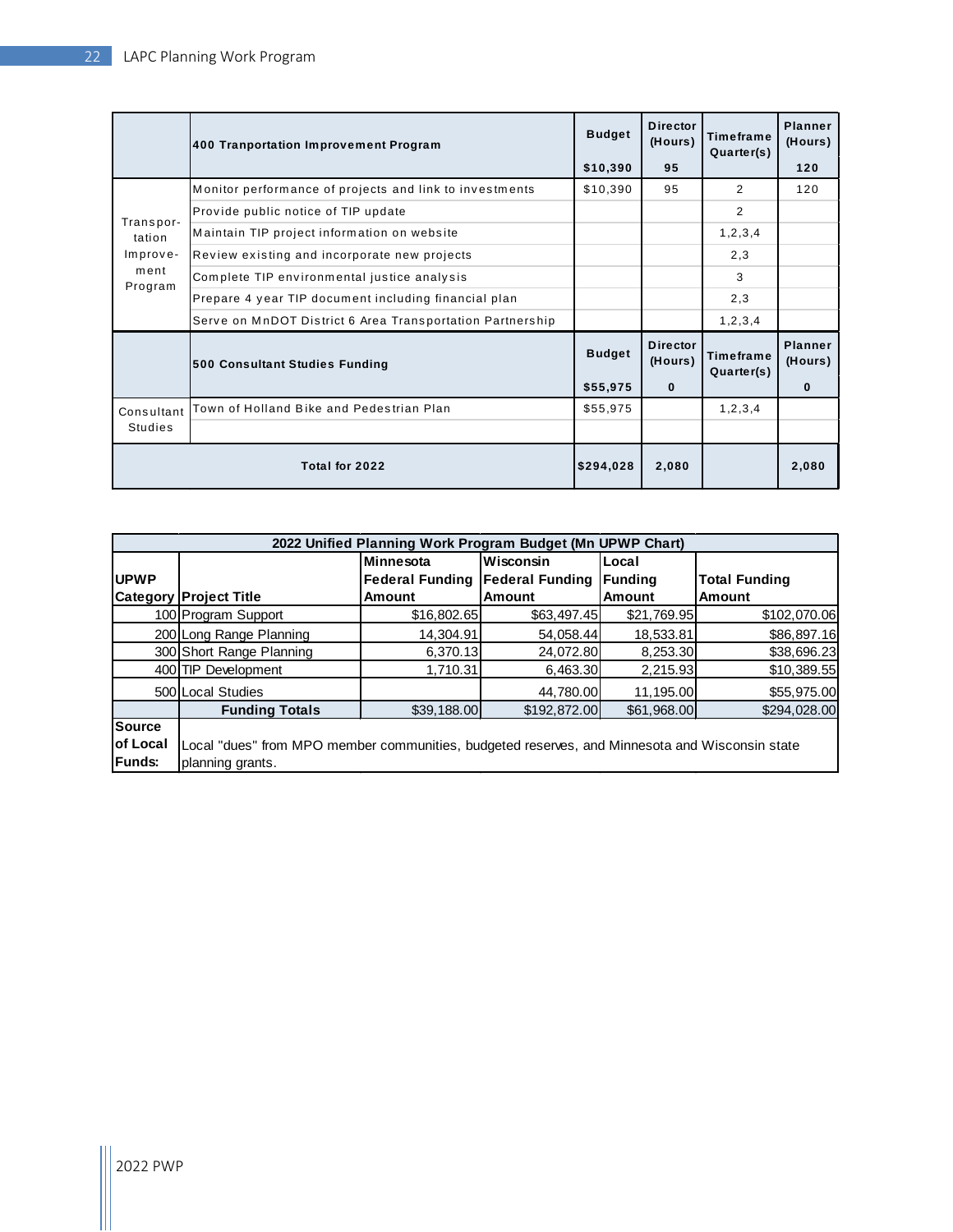| | 400 Tranportation Improvement Program | Budget<br><br>$10,390 | Director (Hours)<br><br>95 | Timeframe Quarter(s) | Planner (Hours)<br><br>120 |
|---|---|---|---|---|---|
| Transportation Improvement Program | Monitor performance of projects and link to investments | $10,390 | 95 | 2 | 120 |
| | Provide public notice of TIP update | | | 2 | |
| | Maintain TIP project information on website | | | 1,2,3,4 | |
| | Review existing and incorporate new projects | | | 2,3 | |
| | Complete TIP environmental justice analysis | | | 3 | |
| | Prepare 4 year TIP document including financial plan | | | 2,3 | |
| | Serve on MnDOT District 6 Area Transportation Partnership | | | 1,2,3,4 | |
| | **500 Consultant Studies Funding** | **Budget**<br><br>**$55,975** | **Director (Hours)**<br><br>**0** | **Timeframe Quarter(s)** | **Planner (Hours)**<br><br>**0** |
| Consultant Studies | Town of Holland Bike and Pedestrian Plan | $55,975 | | 1,2,3,4 | |
| | | | | | |
| **Total for 2022** | | **$294,028** | **2,080** | | **2,080** |

| 2022 Unified Planning Work Program Budget (Mn UPWP Chart) | | | | | |
|---|---|---|---|---|---|
| **UPWP Category** | **Project Title** | **Minnesota Federal Funding Amount** | **Wisconsin Federal Funding Amount** | **Local Funding Amount** | **Total Funding Amount** |
| 100 | Program Support | $16,802.65 | $63,497.45 | $21,769.95 | $102,070.06 |
| 200 | Long Range Planning | 14,304.91 | 54,058.44 | 18,533.81 | $86,897.16 |
| 300 | Short Range Planning | 6,370.13 | 24,072.80 | 8,253.30 | $38,696.23 |
| 400 | TIP Development | 1,710.31 | 6,463.30 | 2,215.93 | $10,389.55 |
| 500 | Local Studies | | 44,780.00 | 11,195.00 | $55,975.00 |
| | **Funding Totals** | $39,188.00 | $192,872.00 | $61,968.00 | $294,028.00 |
| **Source of Local Funds:** | Local "dues" from MPO member communities, budgeted reserves, and Minnesota and Wisconsin state planning grants. | | | | |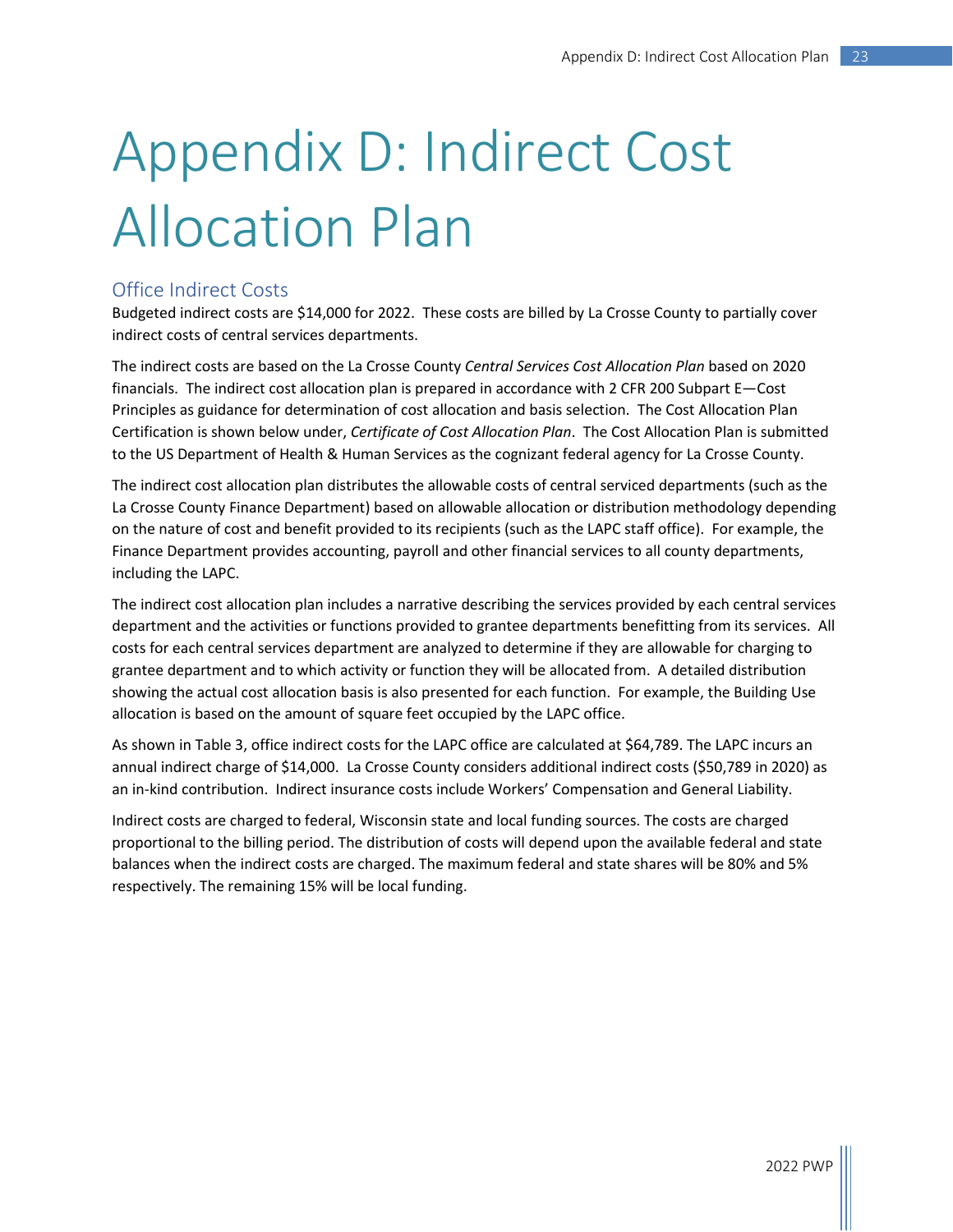# Appendix D: Indirect Cost Allocation Plan

## Office Indirect Costs

Budgeted indirect costs are $14,000 for 2022. These costs are billed by La Crosse County to partially cover indirect costs of central services departments.

The indirect costs are based on the La Crosse County *Central Services Cost Allocation Plan* based on 2020 financials. The indirect cost allocation plan is prepared in accordance with 2 CFR 200 Subpart E—Cost Principles as guidance for determination of cost allocation and basis selection. The Cost Allocation Plan Certification is shown below under, *Certificate of Cost Allocation Plan*. The Cost Allocation Plan is submitted to the US Department of Health & Human Services as the cognizant federal agency for La Crosse County.

The indirect cost allocation plan distributes the allowable costs of central serviced departments (such as the La Crosse County Finance Department) based on allowable allocation or distribution methodology depending on the nature of cost and benefit provided to its recipients (such as the LAPC staff office). For example, the Finance Department provides accounting, payroll and other financial services to all county departments, including the LAPC.

The indirect cost allocation plan includes a narrative describing the services provided by each central services department and the activities or functions provided to grantee departments benefitting from its services. All costs for each central services department are analyzed to determine if they are allowable for charging to grantee department and to which activity or function they will be allocated from. A detailed distribution showing the actual cost allocation basis is also presented for each function. For example, the Building Use allocation is based on the amount of square feet occupied by the LAPC office.

As shown in Table 3, office indirect costs for the LAPC office are calculated at $64,789. The LAPC incurs an annual indirect charge of $14,000. La Crosse County considers additional indirect costs ($50,789 in 2020) as an in-kind contribution. Indirect insurance costs include Workers' Compensation and General Liability.

Indirect costs are charged to federal, Wisconsin state and local funding sources. The costs are charged proportional to the billing period. The distribution of costs will depend upon the available federal and state balances when the indirect costs are charged. The maximum federal and state shares will be 80% and 5% respectively. The remaining 15% will be local funding.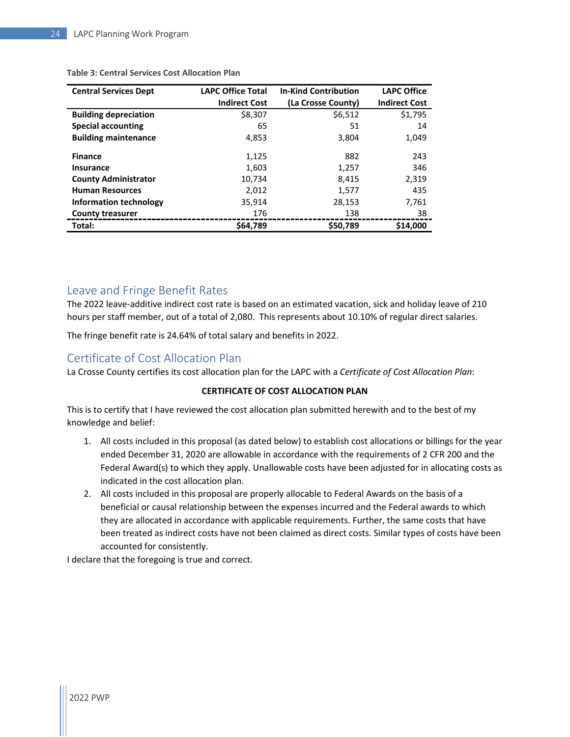**Table 3: Central Services Cost Allocation Plan**

| Central Services Dept | LAPC Office Total Indirect Cost | In-Kind Contribution (La Crosse County) | LAPC Office Indirect Cost |
|---|---|---|---|
| **Building depreciation** | $8,307 | $6,512 | $1,795 |
| **Special accounting** | 65 | 51 | 14 |
| **Building maintenance** | 4,853 | 3,804 | 1,049 |
| **Finance** | 1,125 | 882 | 243 |
| **Insurance** | 1,603 | 1,257 | 346 |
| **County Administrator** | 10,734 | 8,415 | 2,319 |
| **Human Resources** | 2,012 | 1,577 | 435 |
| **Information technology** | 35,914 | 28,153 | 7,761 |
| **County treasurer** | 176 | 138 | 38 |
| **Total:** | **$64,789** | **$50,789** | **$14,000** |

## Leave and Fringe Benefit Rates

The 2022 leave-additive indirect cost rate is based on an estimated vacation, sick and holiday leave of 210 hours per staff member, out of a total of 2,080. This represents about 10.10% of regular direct salaries.

The fringe benefit rate is 24.64% of total salary and benefits in 2022.

## Certificate of Cost Allocation Plan

La Crosse County certifies its cost allocation plan for the LAPC with a *Certificate of Cost Allocation Plan*:

**CERTIFICATE OF COST ALLOCATION PLAN**

This is to certify that I have reviewed the cost allocation plan submitted herewith and to the best of my knowledge and belief:

1. All costs included in this proposal (as dated below) to establish cost allocations or billings for the year ended December 31, 2020 are allowable in accordance with the requirements of 2 CFR 200 and the Federal Award(s) to which they apply. Unallowable costs have been adjusted for in allocating costs as indicated in the cost allocation plan.
2. All costs included in this proposal are properly allocable to Federal Awards on the basis of a beneficial or causal relationship between the expenses incurred and the Federal awards to which they are allocated in accordance with applicable requirements. Further, the same costs that have been treated as indirect costs have not been claimed as direct costs. Similar types of costs have been accounted for consistently.

I declare that the foregoing is true and correct.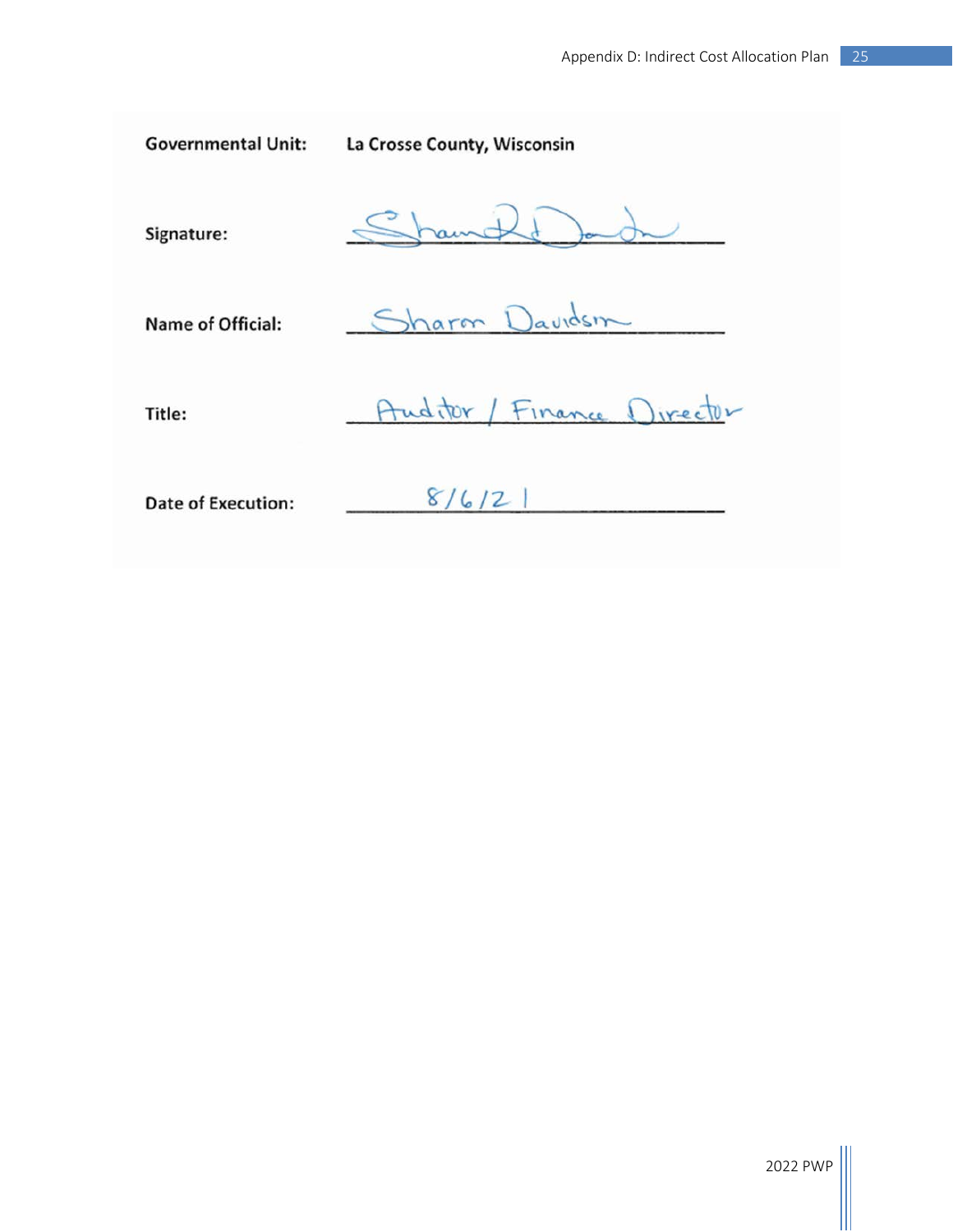**Governmental Unit:** La Crosse County, Wisconsin

**Signature:** _[signature]_

**Name of Official:** Sharon Davidson

**Title:** Auditor / Finance Director

**Date of Execution:** 8/6/21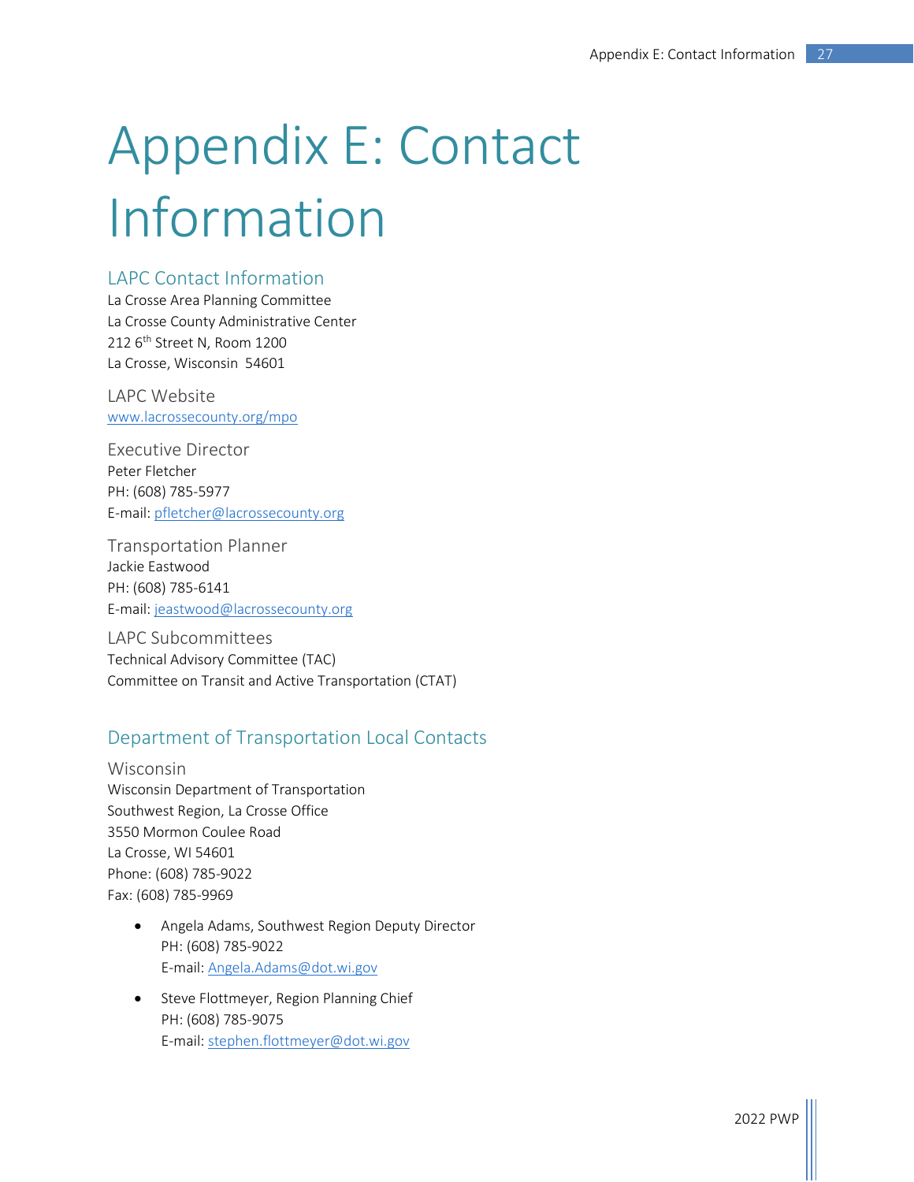# Appendix E: Contact Information

## LAPC Contact Information

La Crosse Area Planning Committee
La Crosse County Administrative Center
212 6th Street N, Room 1200
La Crosse, Wisconsin 54601

### LAPC Website

www.lacrossecounty.org/mpo

### Executive Director

Peter Fletcher
PH: (608) 785-5977
E-mail: pfletcher@lacrossecounty.org

### Transportation Planner

Jackie Eastwood
PH: (608) 785-6141
E-mail: jeastwood@lacrossecounty.org

### LAPC Subcommittees

Technical Advisory Committee (TAC)
Committee on Transit and Active Transportation (CTAT)

## Department of Transportation Local Contacts

### Wisconsin

Wisconsin Department of Transportation
Southwest Region, La Crosse Office
3550 Mormon Coulee Road
La Crosse, WI 54601
Phone: (608) 785-9022
Fax: (608) 785-9969

- Angela Adams, Southwest Region Deputy Director
  PH: (608) 785-9022
  E-mail: Angela.Adams@dot.wi.gov
- Steve Flottmeyer, Region Planning Chief
  PH: (608) 785-9075
  E-mail: stephen.flottmeyer@dot.wi.gov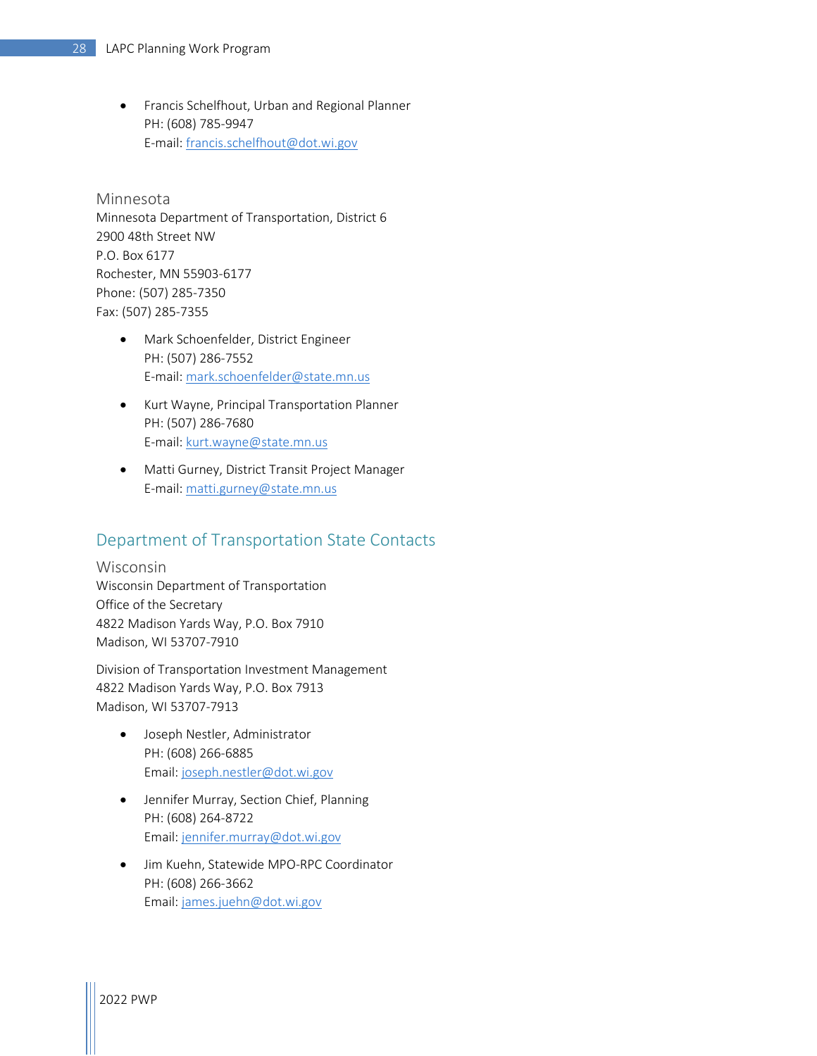- Francis Schelfhout, Urban and Regional Planner
  PH: (608) 785-9947
  E-mail: francis.schelfhout@dot.wi.gov

### Minnesota

Minnesota Department of Transportation, District 6
2900 48th Street NW
P.O. Box 6177
Rochester, MN 55903-6177
Phone: (507) 285-7350
Fax: (507) 285-7355

- Mark Schoenfelder, District Engineer
  PH: (507) 286-7552
  E-mail: mark.schoenfelder@state.mn.us
- Kurt Wayne, Principal Transportation Planner
  PH: (507) 286-7680
  E-mail: kurt.wayne@state.mn.us
- Matti Gurney, District Transit Project Manager
  E-mail: matti.gurney@state.mn.us

## Department of Transportation State Contacts

### Wisconsin

Wisconsin Department of Transportation
Office of the Secretary
4822 Madison Yards Way, P.O. Box 7910
Madison, WI 53707-7910

Division of Transportation Investment Management
4822 Madison Yards Way, P.O. Box 7913
Madison, WI 53707-7913

- Joseph Nestler, Administrator
  PH: (608) 266-6885
  Email: joseph.nestler@dot.wi.gov
- Jennifer Murray, Section Chief, Planning
  PH: (608) 264-8722
  Email: jennifer.murray@dot.wi.gov
- Jim Kuehn, Statewide MPO-RPC Coordinator
  PH: (608) 266-3662
  Email: james.juehn@dot.wi.gov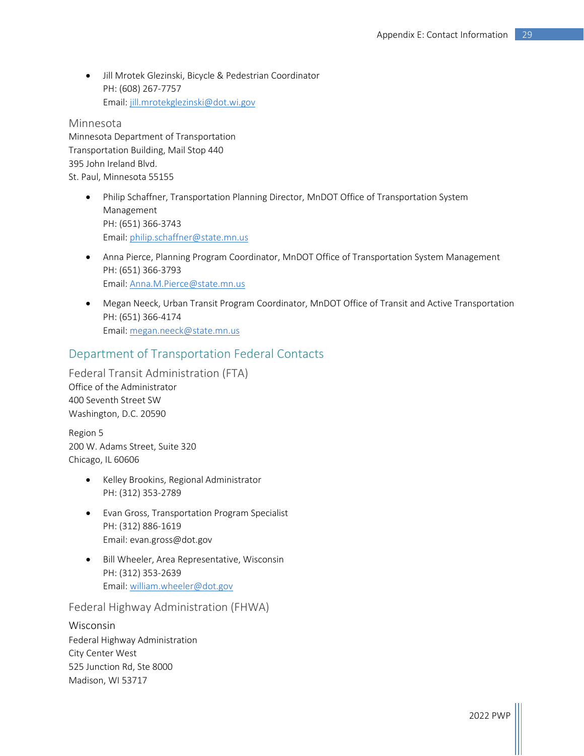- Jill Mrotek Glezinski, Bicycle & Pedestrian Coordinator
  PH: (608) 267-7757
  Email: jill.mrotekglezinski@dot.wi.gov

### Minnesota

Minnesota Department of Transportation
Transportation Building, Mail Stop 440
395 John Ireland Blvd.
St. Paul, Minnesota 55155

- Philip Schaffner, Transportation Planning Director, MnDOT Office of Transportation System Management
  PH: (651) 366-3743
  Email: philip.schaffner@state.mn.us

- Anna Pierce, Planning Program Coordinator, MnDOT Office of Transportation System Management
  PH: (651) 366-3793
  Email: Anna.M.Pierce@state.mn.us

- Megan Neeck, Urban Transit Program Coordinator, MnDOT Office of Transit and Active Transportation
  PH: (651) 366-4174
  Email: megan.neeck@state.mn.us

## Department of Transportation Federal Contacts

### Federal Transit Administration (FTA)

Office of the Administrator
400 Seventh Street SW
Washington, D.C. 20590

Region 5
200 W. Adams Street, Suite 320
Chicago, IL 60606

- Kelley Brookins, Regional Administrator
  PH: (312) 353-2789

- Evan Gross, Transportation Program Specialist
  PH: (312) 886-1619
  Email: evan.gross@dot.gov

- Bill Wheeler, Area Representative, Wisconsin
  PH: (312) 353-2639
  Email: william.wheeler@dot.gov

### Federal Highway Administration (FHWA)

#### Wisconsin

Federal Highway Administration
City Center West
525 Junction Rd, Ste 8000
Madison, WI 53717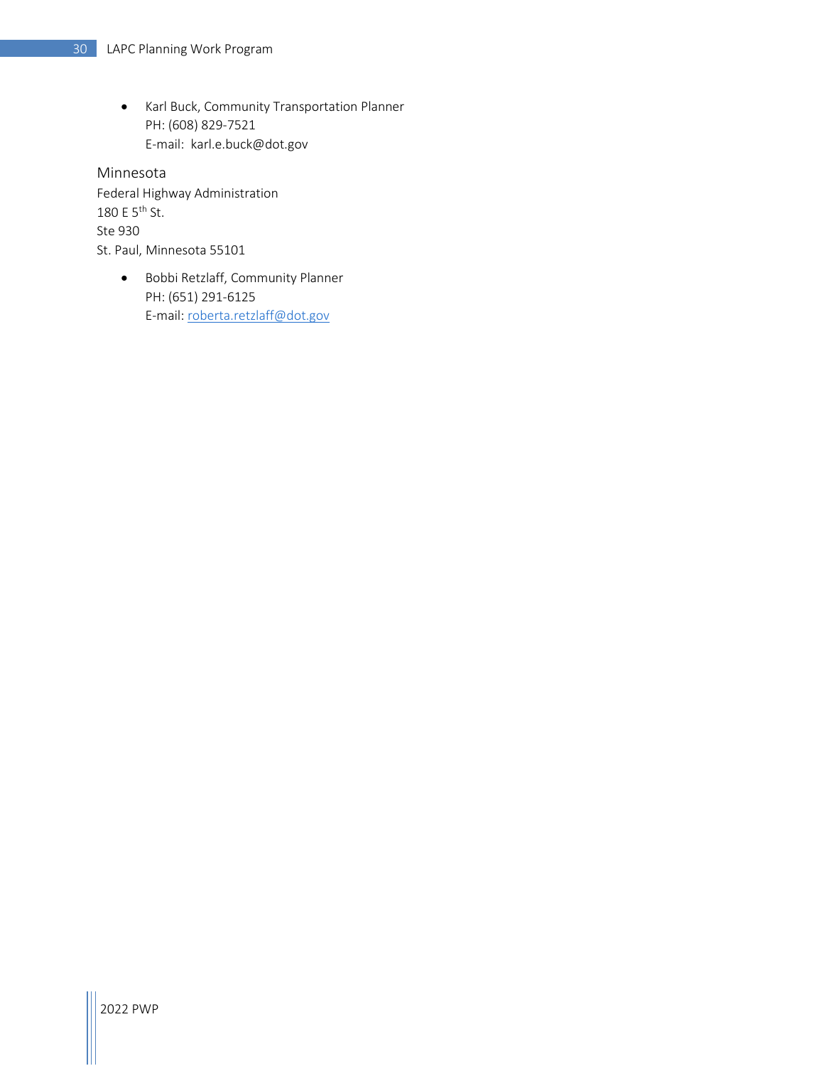- Karl Buck, Community Transportation Planner
  PH: (608) 829-7521
  E-mail: karl.e.buck@dot.gov

### Minnesota

Federal Highway Administration
180 E 5th St.
Ste 930
St. Paul, Minnesota 55101

- Bobbi Retzlaff, Community Planner
  PH: (651) 291-6125
  E-mail: roberta.retzlaff@dot.gov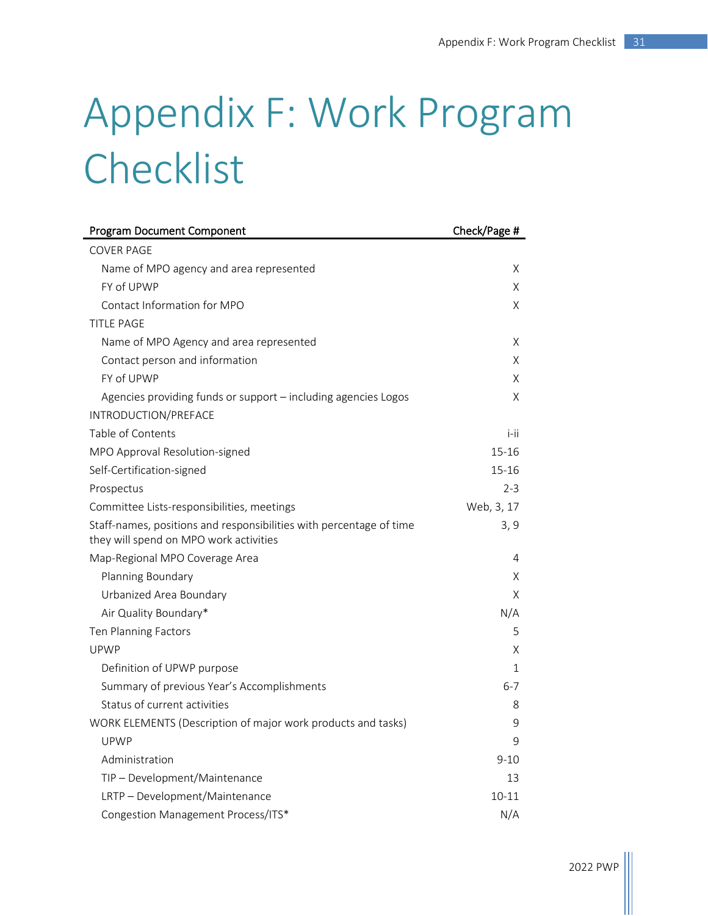# Appendix F: Work Program Checklist

| Program Document Component | Check/Page # |
|---|---|
| COVER PAGE | |
| Name of MPO agency and area represented | X |
| FY of UPWP | X |
| Contact Information for MPO | X |
| TITLE PAGE | |
| Name of MPO Agency and area represented | X |
| Contact person and information | X |
| FY of UPWP | X |
| Agencies providing funds or support – including agencies Logos | X |
| INTRODUCTION/PREFACE | |
| Table of Contents | i-ii |
| MPO Approval Resolution-signed | 15-16 |
| Self-Certification-signed | 15-16 |
| Prospectus | 2-3 |
| Committee Lists-responsibilities, meetings | Web, 3, 17 |
| Staff-names, positions and responsibilities with percentage of time they will spend on MPO work activities | 3, 9 |
| Map-Regional MPO Coverage Area | 4 |
| Planning Boundary | X |
| Urbanized Area Boundary | X |
| Air Quality Boundary* | N/A |
| Ten Planning Factors | 5 |
| UPWP | X |
| Definition of UPWP purpose | 1 |
| Summary of previous Year's Accomplishments | 6-7 |
| Status of current activities | 8 |
| WORK ELEMENTS (Description of major work products and tasks) | 9 |
| UPWP | 9 |
| Administration | 9-10 |
| TIP – Development/Maintenance | 13 |
| LRTP – Development/Maintenance | 10-11 |
| Congestion Management Process/ITS* | N/A |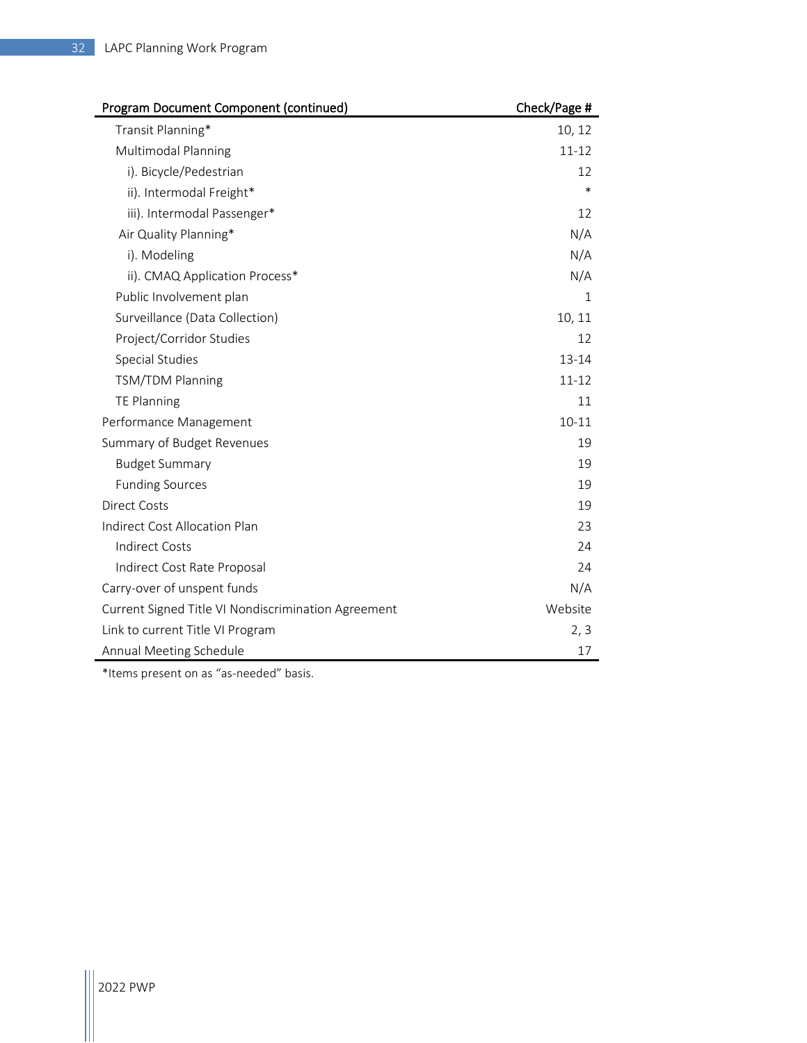| Program Document Component (continued) | Check/Page # |
|---|---|
| Transit Planning* | 10, 12 |
| Multimodal Planning | 11-12 |
| i). Bicycle/Pedestrian | 12 |
| ii). Intermodal Freight* | * |
| iii). Intermodal Passenger* | 12 |
| Air Quality Planning* | N/A |
| i). Modeling | N/A |
| ii). CMAQ Application Process* | N/A |
| Public Involvement plan | 1 |
| Surveillance (Data Collection) | 10, 11 |
| Project/Corridor Studies | 12 |
| Special Studies | 13-14 |
| TSM/TDM Planning | 11-12 |
| TE Planning | 11 |
| Performance Management | 10-11 |
| Summary of Budget Revenues | 19 |
| Budget Summary | 19 |
| Funding Sources | 19 |
| Direct Costs | 19 |
| Indirect Cost Allocation Plan | 23 |
| Indirect Costs | 24 |
| Indirect Cost Rate Proposal | 24 |
| Carry-over of unspent funds | N/A |
| Current Signed Title VI Nondiscrimination Agreement | Website |
| Link to current Title VI Program | 2, 3 |
| Annual Meeting Schedule | 17 |

*Items present on as "as-needed" basis.